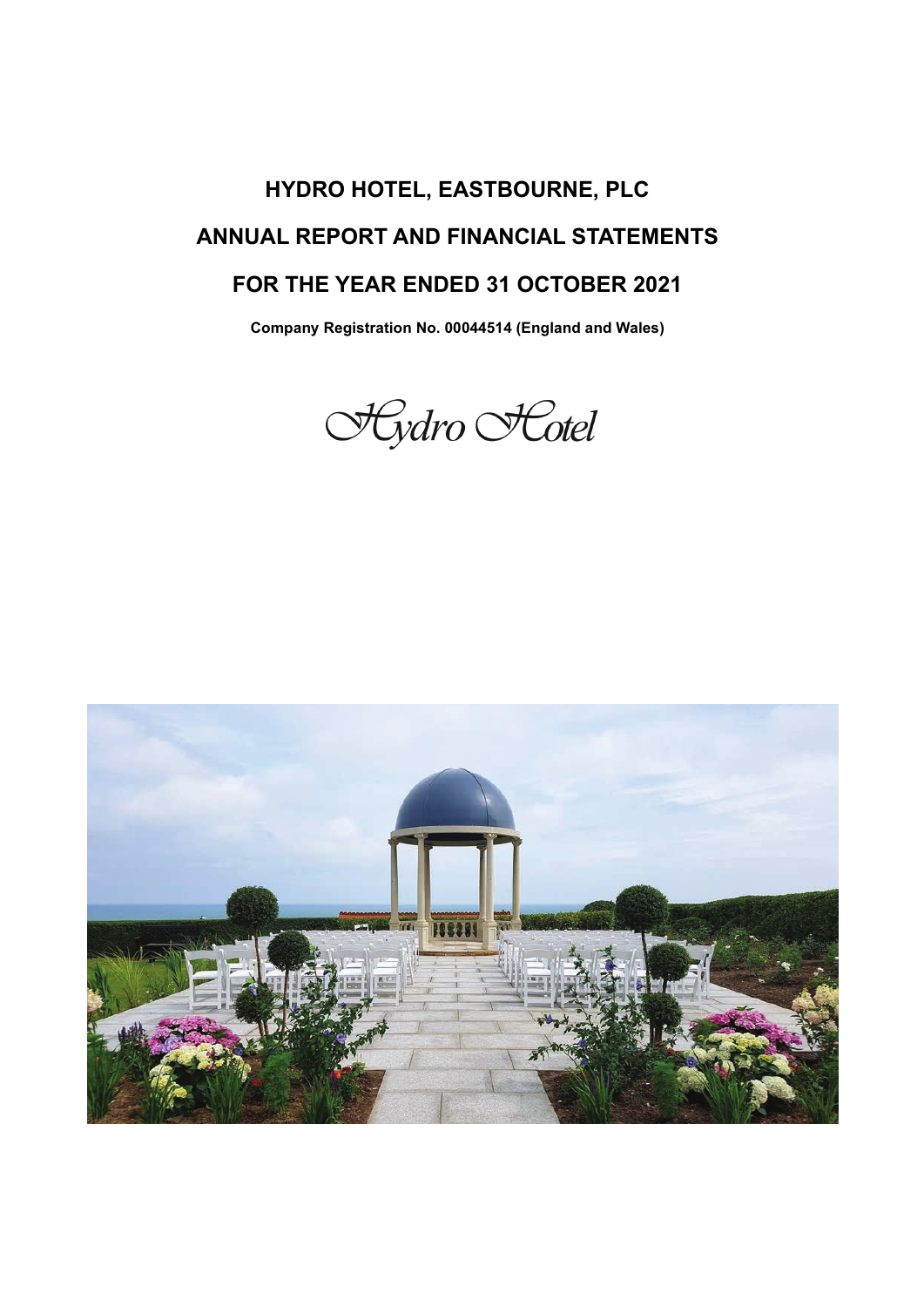# HYDRO HOTEL, EASTBOURNE, PLC

# ANNUAL REPORT AND FINANCIAL STATEMENTS

# FOR THE YEAR ENDED 31 OCTOBER 2021

**Company Registration No. 00044514 (England and Wales)**

*Hydro Hotel*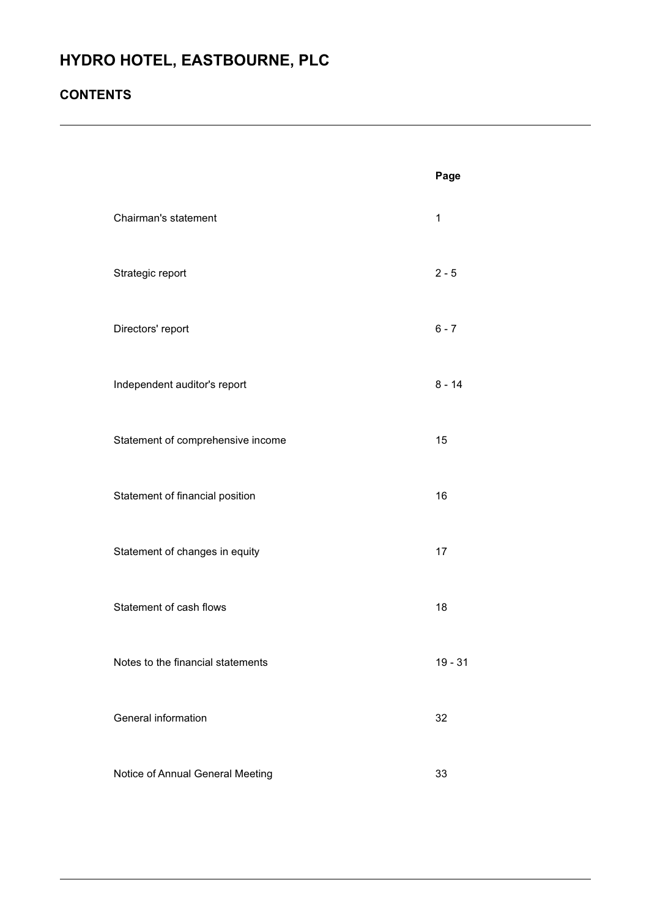# HYDRO HOTEL, EASTBOURNE, PLC

## CONTENTS

| | Page |
|---|---|
| Chairman's statement | 1 |
| Strategic report | 2 - 5 |
| Directors' report | 6 - 7 |
| Independent auditor's report | 8 - 14 |
| Statement of comprehensive income | 15 |
| Statement of financial position | 16 |
| Statement of changes in equity | 17 |
| Statement of cash flows | 18 |
| Notes to the financial statements | 19 - 31 |
| General information | 32 |
| Notice of Annual General Meeting | 33 |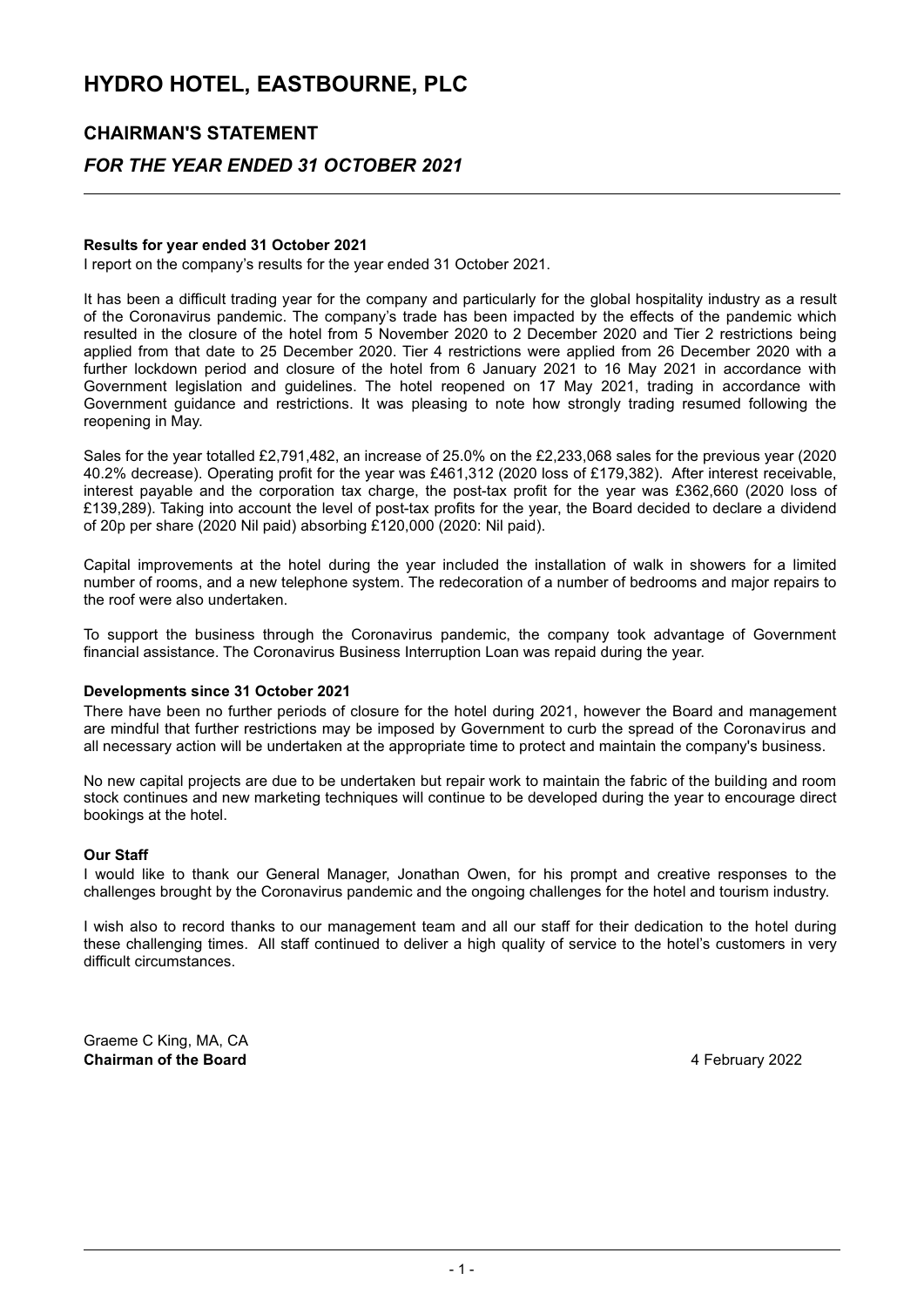# HYDRO HOTEL, EASTBOURNE, PLC

## CHAIRMAN'S STATEMENT

## *FOR THE YEAR ENDED 31 OCTOBER 2021*

**Results for year ended 31 October 2021**

I report on the company's results for the year ended 31 October 2021.

It has been a difficult trading year for the company and particularly for the global hospitality industry as a result of the Coronavirus pandemic. The company's trade has been impacted by the effects of the pandemic which resulted in the closure of the hotel from 5 November 2020 to 2 December 2020 and Tier 2 restrictions being applied from that date to 25 December 2020. Tier 4 restrictions were applied from 26 December 2020 with a further lockdown period and closure of the hotel from 6 January 2021 to 16 May 2021 in accordance with Government legislation and guidelines. The hotel reopened on 17 May 2021, trading in accordance with Government guidance and restrictions. It was pleasing to note how strongly trading resumed following the reopening in May.

Sales for the year totalled £2,791,482, an increase of 25.0% on the £2,233,068 sales for the previous year (2020 40.2% decrease). Operating profit for the year was £461,312 (2020 loss of £179,382). After interest receivable, interest payable and the corporation tax charge, the post-tax profit for the year was £362,660 (2020 loss of £139,289). Taking into account the level of post-tax profits for the year, the Board decided to declare a dividend of 20p per share (2020 Nil paid) absorbing £120,000 (2020: Nil paid).

Capital improvements at the hotel during the year included the installation of walk in showers for a limited number of rooms, and a new telephone system. The redecoration of a number of bedrooms and major repairs to the roof were also undertaken.

To support the business through the Coronavirus pandemic, the company took advantage of Government financial assistance. The Coronavirus Business Interruption Loan was repaid during the year.

**Developments since 31 October 2021**

There have been no further periods of closure for the hotel during 2021, however the Board and management are mindful that further restrictions may be imposed by Government to curb the spread of the Coronavirus and all necessary action will be undertaken at the appropriate time to protect and maintain the company's business.

No new capital projects are due to be undertaken but repair work to maintain the fabric of the building and room stock continues and new marketing techniques will continue to be developed during the year to encourage direct bookings at the hotel.

**Our Staff**

I would like to thank our General Manager, Jonathan Owen, for his prompt and creative responses to the challenges brought by the Coronavirus pandemic and the ongoing challenges for the hotel and tourism industry.

I wish also to record thanks to our management team and all our staff for their dedication to the hotel during these challenging times. All staff continued to deliver a high quality of service to the hotel's customers in very difficult circumstances.

Graeme C King, MA, CA
**Chairman of the Board**

4 February 2022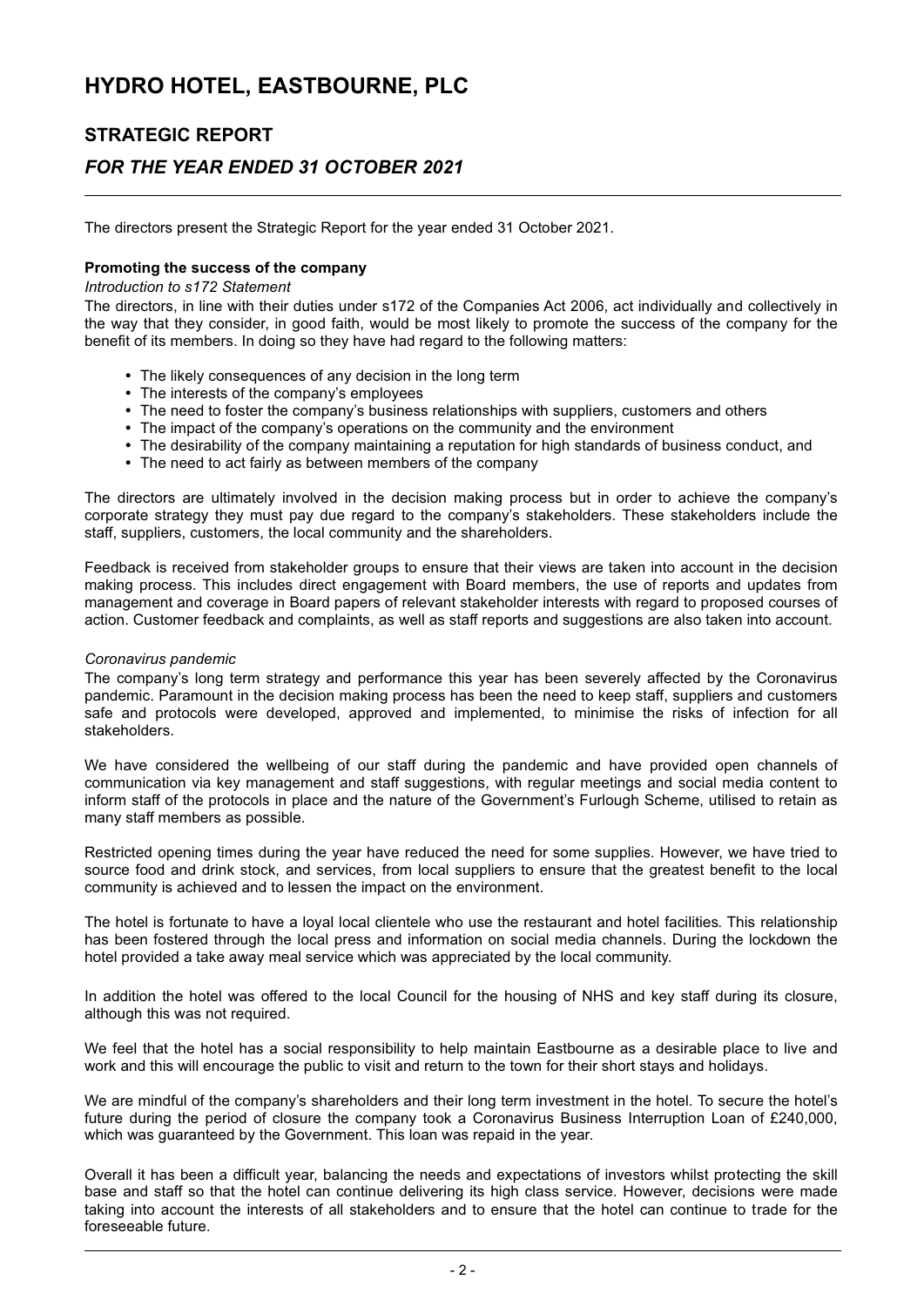# HYDRO HOTEL, EASTBOURNE, PLC

## STRATEGIC REPORT

## *FOR THE YEAR ENDED 31 OCTOBER 2021*

The directors present the Strategic Report for the year ended 31 October 2021.

**Promoting the success of the company**

*Introduction to s172 Statement*

The directors, in line with their duties under s172 of the Companies Act 2006, act individually and collectively in the way that they consider, in good faith, would be most likely to promote the success of the company for the benefit of its members. In doing so they have had regard to the following matters:

- The likely consequences of any decision in the long term
- The interests of the company's employees
- The need to foster the company's business relationships with suppliers, customers and others
- The impact of the company's operations on the community and the environment
- The desirability of the company maintaining a reputation for high standards of business conduct, and
- The need to act fairly as between members of the company

The directors are ultimately involved in the decision making process but in order to achieve the company's corporate strategy they must pay due regard to the company's stakeholders. These stakeholders include the staff, suppliers, customers, the local community and the shareholders.

Feedback is received from stakeholder groups to ensure that their views are taken into account in the decision making process. This includes direct engagement with Board members, the use of reports and updates from management and coverage in Board papers of relevant stakeholder interests with regard to proposed courses of action. Customer feedback and complaints, as well as staff reports and suggestions are also taken into account.

*Coronavirus pandemic*

The company's long term strategy and performance this year has been severely affected by the Coronavirus pandemic. Paramount in the decision making process has been the need to keep staff, suppliers and customers safe and protocols were developed, approved and implemented, to minimise the risks of infection for all stakeholders.

We have considered the wellbeing of our staff during the pandemic and have provided open channels of communication via key management and staff suggestions, with regular meetings and social media content to inform staff of the protocols in place and the nature of the Government's Furlough Scheme, utilised to retain as many staff members as possible.

Restricted opening times during the year have reduced the need for some supplies. However, we have tried to source food and drink stock, and services, from local suppliers to ensure that the greatest benefit to the local community is achieved and to lessen the impact on the environment.

The hotel is fortunate to have a loyal local clientele who use the restaurant and hotel facilities. This relationship has been fostered through the local press and information on social media channels. During the lockdown the hotel provided a take away meal service which was appreciated by the local community.

In addition the hotel was offered to the local Council for the housing of NHS and key staff during its closure, although this was not required.

We feel that the hotel has a social responsibility to help maintain Eastbourne as a desirable place to live and work and this will encourage the public to visit and return to the town for their short stays and holidays.

We are mindful of the company's shareholders and their long term investment in the hotel. To secure the hotel's future during the period of closure the company took a Coronavirus Business Interruption Loan of £240,000, which was guaranteed by the Government. This loan was repaid in the year.

Overall it has been a difficult year, balancing the needs and expectations of investors whilst protecting the skill base and staff so that the hotel can continue delivering its high class service. However, decisions were made taking into account the interests of all stakeholders and to ensure that the hotel can continue to trade for the foreseeable future.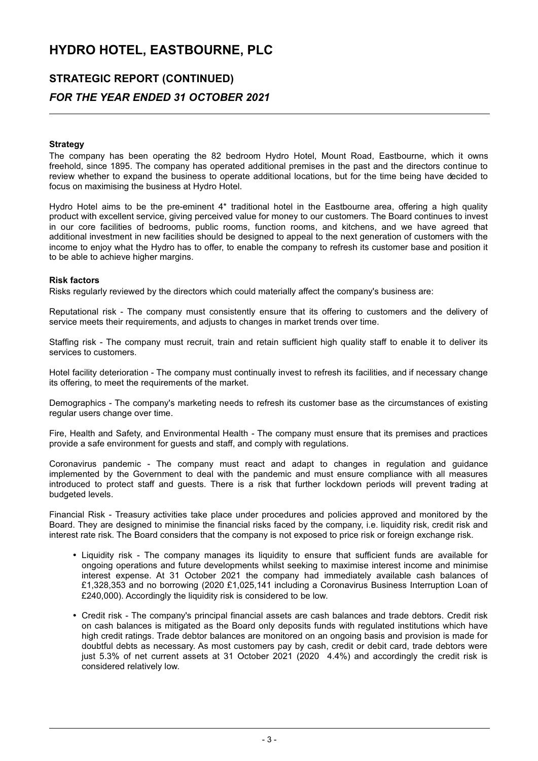# HYDRO HOTEL, EASTBOURNE, PLC

## STRATEGIC REPORT (CONTINUED)

## *FOR THE YEAR ENDED 31 OCTOBER 2021*

**Strategy**

The company has been operating the 82 bedroom Hydro Hotel, Mount Road, Eastbourne, which it owns freehold, since 1895. The company has operated additional premises in the past and the directors continue to review whether to expand the business to operate additional locations, but for the time being have decided to focus on maximising the business at Hydro Hotel.

Hydro Hotel aims to be the pre-eminent 4* traditional hotel in the Eastbourne area, offering a high quality product with excellent service, giving perceived value for money to our customers. The Board continues to invest in our core facilities of bedrooms, public rooms, function rooms, and kitchens, and we have agreed that additional investment in new facilities should be designed to appeal to the next generation of customers with the income to enjoy what the Hydro has to offer, to enable the company to refresh its customer base and position it to be able to achieve higher margins.

**Risk factors**

Risks regularly reviewed by the directors which could materially affect the company's business are:

Reputational risk - The company must consistently ensure that its offering to customers and the delivery of service meets their requirements, and adjusts to changes in market trends over time.

Staffing risk - The company must recruit, train and retain sufficient high quality staff to enable it to deliver its services to customers.

Hotel facility deterioration - The company must continually invest to refresh its facilities, and if necessary change its offering, to meet the requirements of the market.

Demographics - The company's marketing needs to refresh its customer base as the circumstances of existing regular users change over time.

Fire, Health and Safety, and Environmental Health - The company must ensure that its premises and practices provide a safe environment for guests and staff, and comply with regulations.

Coronavirus pandemic - The company must react and adapt to changes in regulation and guidance implemented by the Government to deal with the pandemic and must ensure compliance with all measures introduced to protect staff and guests. There is a risk that further lockdown periods will prevent trading at budgeted levels.

Financial Risk - Treasury activities take place under procedures and policies approved and monitored by the Board. They are designed to minimise the financial risks faced by the company, i.e. liquidity risk, credit risk and interest rate risk. The Board considers that the company is not exposed to price risk or foreign exchange risk.

- Liquidity risk - The company manages its liquidity to ensure that sufficient funds are available for ongoing operations and future developments whilst seeking to maximise interest income and minimise interest expense. At 31 October 2021 the company had immediately available cash balances of £1,328,353 and no borrowing (2020 £1,025,141 including a Coronavirus Business Interruption Loan of £240,000). Accordingly the liquidity risk is considered to be low.
- Credit risk - The company's principal financial assets are cash balances and trade debtors. Credit risk on cash balances is mitigated as the Board only deposits funds with regulated institutions which have high credit ratings. Trade debtor balances are monitored on an ongoing basis and provision is made for doubtful debts as necessary. As most customers pay by cash, credit or debit card, trade debtors were just 5.3% of net current assets at 31 October 2021 (2020 4.4%) and accordingly the credit risk is considered relatively low.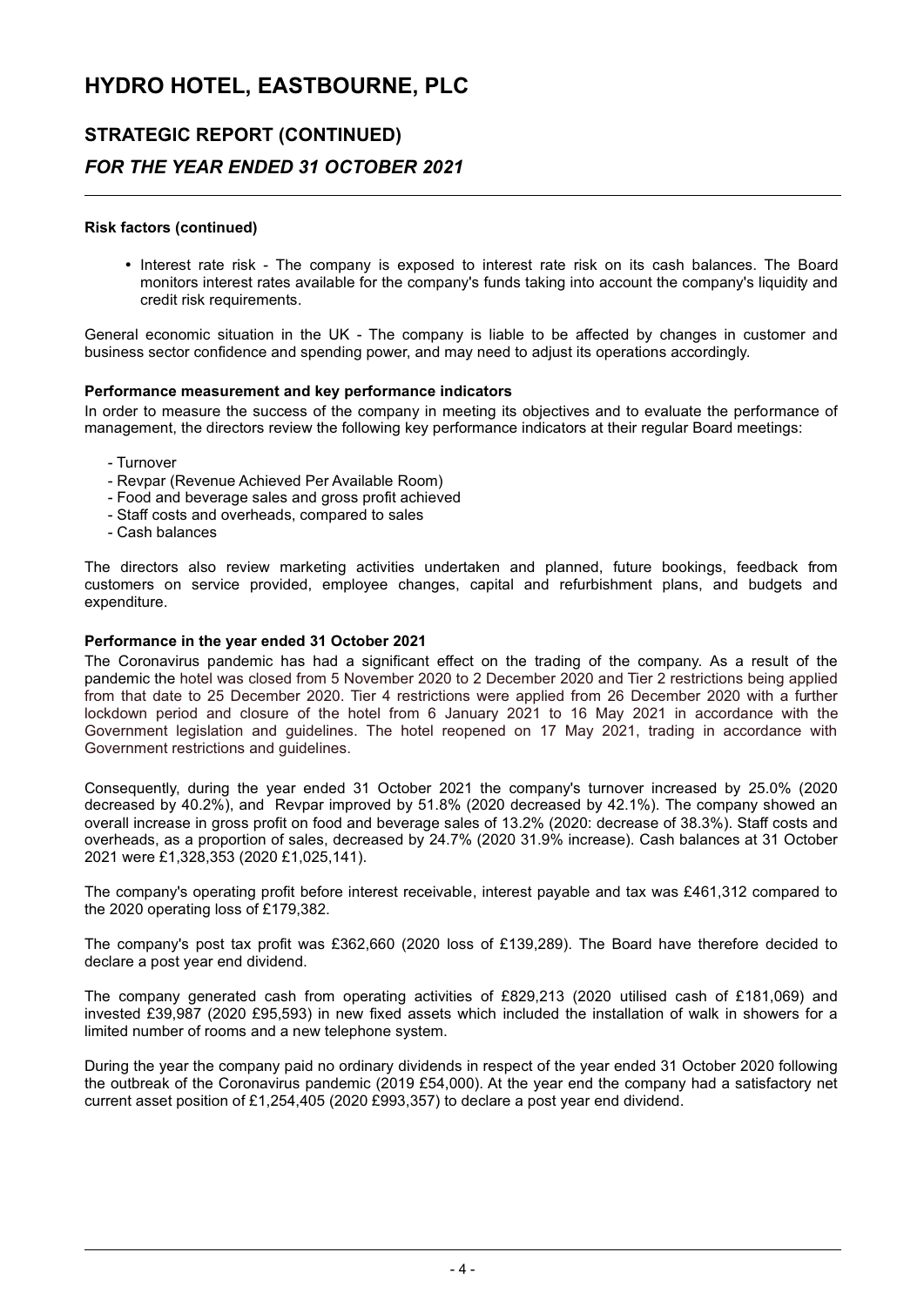# HYDRO HOTEL, EASTBOURNE, PLC

## STRATEGIC REPORT (CONTINUED)

### *FOR THE YEAR ENDED 31 OCTOBER 2021*

**Risk factors (continued)**

- Interest rate risk - The company is exposed to interest rate risk on its cash balances. The Board monitors interest rates available for the company's funds taking into account the company's liquidity and credit risk requirements.

General economic situation in the UK - The company is liable to be affected by changes in customer and business sector confidence and spending power, and may need to adjust its operations accordingly.

**Performance measurement and key performance indicators**

In order to measure the success of the company in meeting its objectives and to evaluate the performance of management, the directors review the following key performance indicators at their regular Board meetings:

- Turnover
- Revpar (Revenue Achieved Per Available Room)
- Food and beverage sales and gross profit achieved
- Staff costs and overheads, compared to sales
- Cash balances

The directors also review marketing activities undertaken and planned, future bookings, feedback from customers on service provided, employee changes, capital and refurbishment plans, and budgets and expenditure.

**Performance in the year ended 31 October 2021**

The Coronavirus pandemic has had a significant effect on the trading of the company. As a result of the pandemic the hotel was closed from 5 November 2020 to 2 December 2020 and Tier 2 restrictions being applied from that date to 25 December 2020. Tier 4 restrictions were applied from 26 December 2020 with a further lockdown period and closure of the hotel from 6 January 2021 to 16 May 2021 in accordance with the Government legislation and guidelines. The hotel reopened on 17 May 2021, trading in accordance with Government restrictions and guidelines.

Consequently, during the year ended 31 October 2021 the company's turnover increased by 25.0% (2020 decreased by 40.2%), and Revpar improved by 51.8% (2020 decreased by 42.1%). The company showed an overall increase in gross profit on food and beverage sales of 13.2% (2020: decrease of 38.3%). Staff costs and overheads, as a proportion of sales, decreased by 24.7% (2020 31.9% increase). Cash balances at 31 October 2021 were £1,328,353 (2020 £1,025,141).

The company's operating profit before interest receivable, interest payable and tax was £461,312 compared to the 2020 operating loss of £179,382.

The company's post tax profit was £362,660 (2020 loss of £139,289). The Board have therefore decided to declare a post year end dividend.

The company generated cash from operating activities of £829,213 (2020 utilised cash of £181,069) and invested £39,987 (2020 £95,593) in new fixed assets which included the installation of walk in showers for a limited number of rooms and a new telephone system.

During the year the company paid no ordinary dividends in respect of the year ended 31 October 2020 following the outbreak of the Coronavirus pandemic (2019 £54,000). At the year end the company had a satisfactory net current asset position of £1,254,405 (2020 £993,357) to declare a post year end dividend.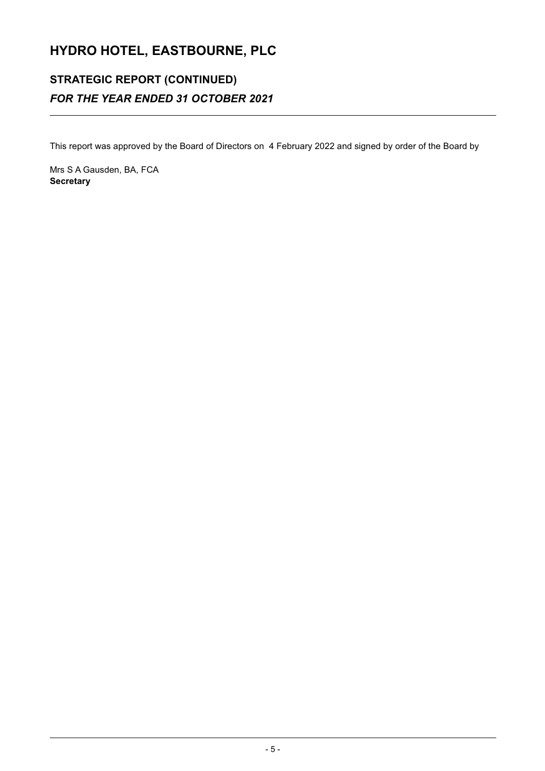# HYDRO HOTEL, EASTBOURNE, PLC

## STRATEGIC REPORT (CONTINUED)

### *FOR THE YEAR ENDED 31 OCTOBER 2021*

This report was approved by the Board of Directors on 4 February 2022 and signed by order of the Board by

Mrs S A Gausden, BA, FCA  
**Secretary**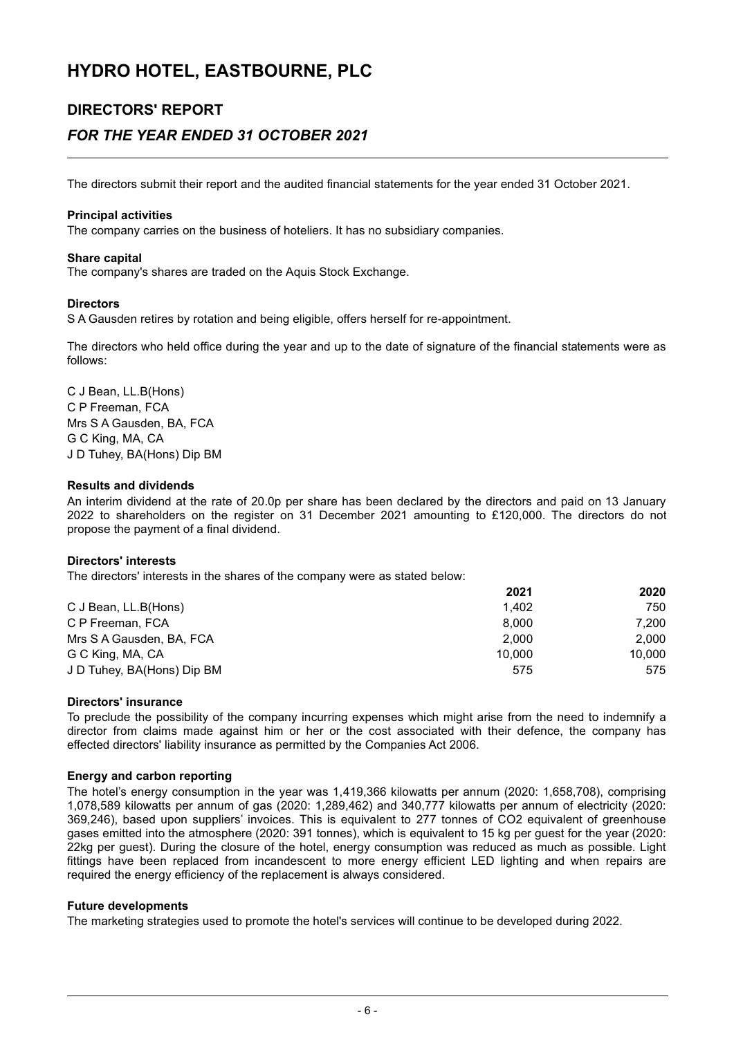# HYDRO HOTEL, EASTBOURNE, PLC

## DIRECTORS' REPORT

## *FOR THE YEAR ENDED 31 OCTOBER 2021*

The directors submit their report and the audited financial statements for the year ended 31 October 2021.

**Principal activities**
The company carries on the business of hoteliers. It has no subsidiary companies.

**Share capital**
The company's shares are traded on the Aquis Stock Exchange.

**Directors**
S A Gausden retires by rotation and being eligible, offers herself for re-appointment.

The directors who held office during the year and up to the date of signature of the financial statements were as follows:

C J Bean, LL.B(Hons)
C P Freeman, FCA
Mrs S A Gausden, BA, FCA
G C King, MA, CA
J D Tuhey, BA(Hons) Dip BM

**Results and dividends**
An interim dividend at the rate of 20.0p per share has been declared by the directors and paid on 13 January 2022 to shareholders on the register on 31 December 2021 amounting to £120,000. The directors do not propose the payment of a final dividend.

**Directors' interests**
The directors' interests in the shares of the company were as stated below:

| | 2021 | 2020 |
|---|---|---|
| C J Bean, LL.B(Hons) | 1,402 | 750 |
| C P Freeman, FCA | 8,000 | 7,200 |
| Mrs S A Gausden, BA, FCA | 2,000 | 2,000 |
| G C King, MA, CA | 10,000 | 10,000 |
| J D Tuhey, BA(Hons) Dip BM | 575 | 575 |

**Directors' insurance**
To preclude the possibility of the company incurring expenses which might arise from the need to indemnify a director from claims made against him or her or the cost associated with their defence, the company has effected directors' liability insurance as permitted by the Companies Act 2006.

**Energy and carbon reporting**
The hotel's energy consumption in the year was 1,419,366 kilowatts per annum (2020: 1,658,708), comprising 1,078,589 kilowatts per annum of gas (2020: 1,289,462) and 340,777 kilowatts per annum of electricity (2020: 369,246), based upon suppliers' invoices. This is equivalent to 277 tonnes of $CO_2$ equivalent of greenhouse gases emitted into the atmosphere (2020: 391 tonnes), which is equivalent to 15 kg per guest for the year (2020: 22kg per guest). During the closure of the hotel, energy consumption was reduced as much as possible. Light fittings have been replaced from incandescent to more energy efficient LED lighting and when repairs are required the energy efficiency of the replacement is always considered.

**Future developments**
The marketing strategies used to promote the hotel's services will continue to be developed during 2022.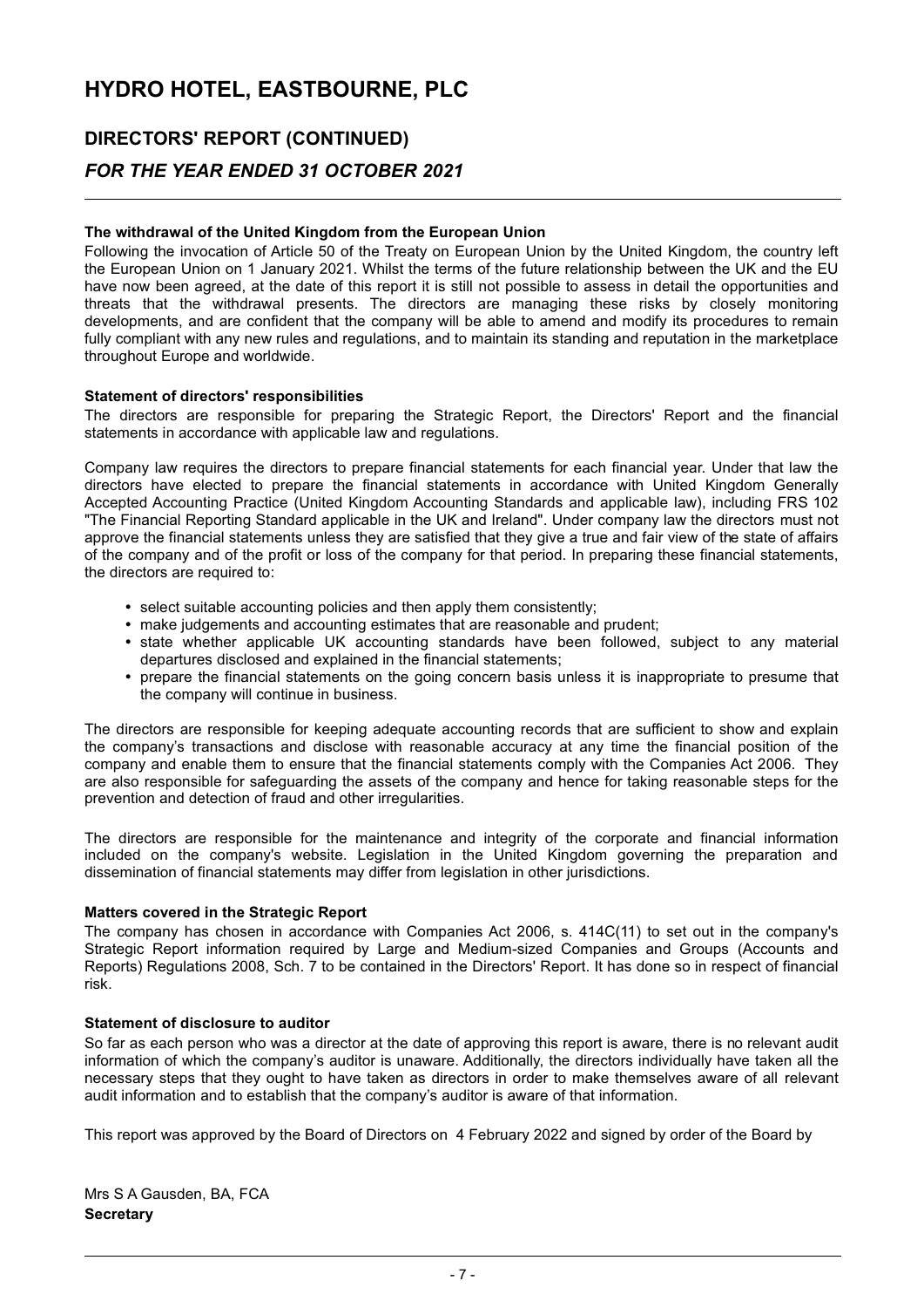# HYDRO HOTEL, EASTBOURNE, PLC

## DIRECTORS' REPORT (CONTINUED)

## *FOR THE YEAR ENDED 31 OCTOBER 2021*

**The withdrawal of the United Kingdom from the European Union**

Following the invocation of Article 50 of the Treaty on European Union by the United Kingdom, the country left the European Union on 1 January 2021. Whilst the terms of the future relationship between the UK and the EU have now been agreed, at the date of this report it is still not possible to assess in detail the opportunities and threats that the withdrawal presents. The directors are managing these risks by closely monitoring developments, and are confident that the company will be able to amend and modify its procedures to remain fully compliant with any new rules and regulations, and to maintain its standing and reputation in the marketplace throughout Europe and worldwide.

**Statement of directors' responsibilities**

The directors are responsible for preparing the Strategic Report, the Directors' Report and the financial statements in accordance with applicable law and regulations.

Company law requires the directors to prepare financial statements for each financial year. Under that law the directors have elected to prepare the financial statements in accordance with United Kingdom Generally Accepted Accounting Practice (United Kingdom Accounting Standards and applicable law), including FRS 102 "The Financial Reporting Standard applicable in the UK and Ireland". Under company law the directors must not approve the financial statements unless they are satisfied that they give a true and fair view of the state of affairs of the company and of the profit or loss of the company for that period. In preparing these financial statements, the directors are required to:

- select suitable accounting policies and then apply them consistently;
- make judgements and accounting estimates that are reasonable and prudent;
- state whether applicable UK accounting standards have been followed, subject to any material departures disclosed and explained in the financial statements;
- prepare the financial statements on the going concern basis unless it is inappropriate to presume that the company will continue in business.

The directors are responsible for keeping adequate accounting records that are sufficient to show and explain the company's transactions and disclose with reasonable accuracy at any time the financial position of the company and enable them to ensure that the financial statements comply with the Companies Act 2006. They are also responsible for safeguarding the assets of the company and hence for taking reasonable steps for the prevention and detection of fraud and other irregularities.

The directors are responsible for the maintenance and integrity of the corporate and financial information included on the company's website. Legislation in the United Kingdom governing the preparation and dissemination of financial statements may differ from legislation in other jurisdictions.

**Matters covered in the Strategic Report**

The company has chosen in accordance with Companies Act 2006, s. 414C(11) to set out in the company's Strategic Report information required by Large and Medium-sized Companies and Groups (Accounts and Reports) Regulations 2008, Sch. 7 to be contained in the Directors' Report. It has done so in respect of financial risk.

**Statement of disclosure to auditor**

So far as each person who was a director at the date of approving this report is aware, there is no relevant audit information of which the company's auditor is unaware. Additionally, the directors individually have taken all the necessary steps that they ought to have taken as directors in order to make themselves aware of all relevant audit information and to establish that the company's auditor is aware of that information.

This report was approved by the Board of Directors on 4 February 2022 and signed by order of the Board by

Mrs S A Gausden, BA, FCA
**Secretary**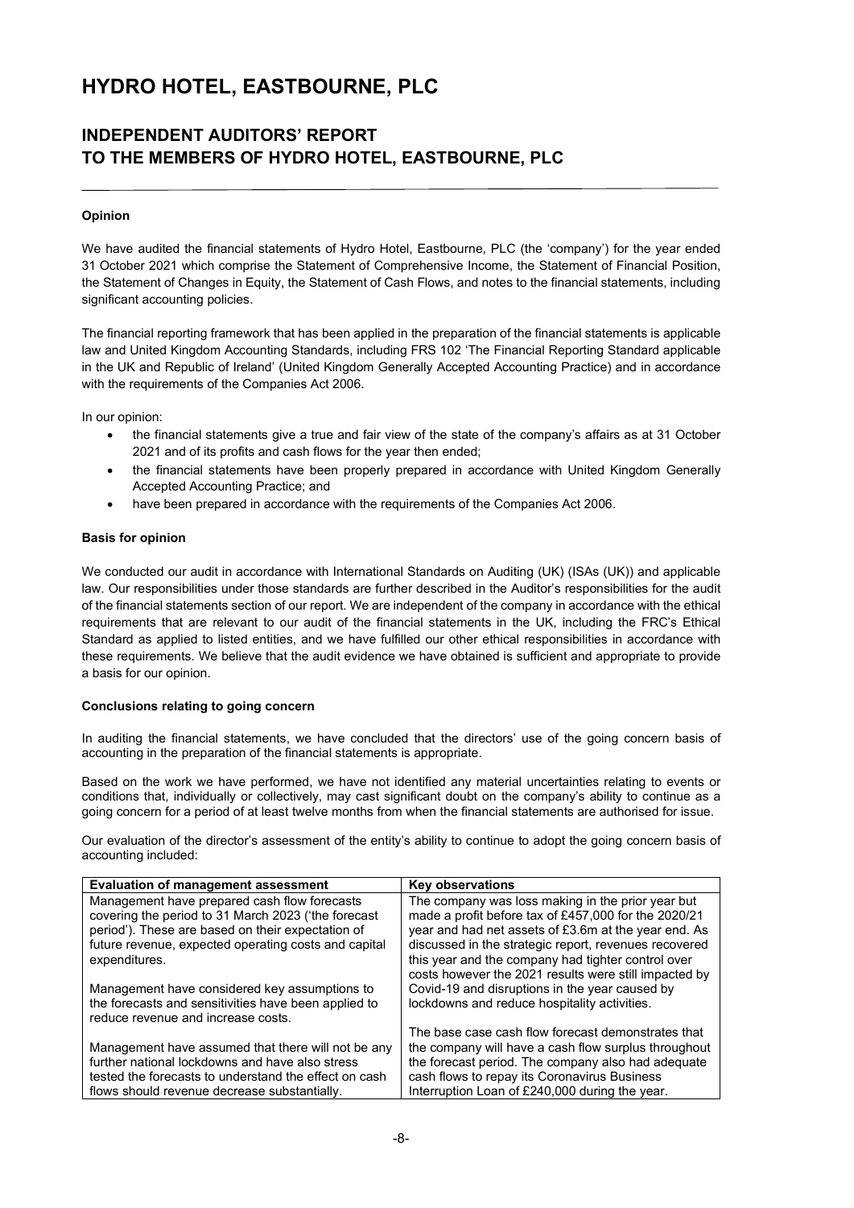# HYDRO HOTEL, EASTBOURNE, PLC

## INDEPENDENT AUDITORS' REPORT TO THE MEMBERS OF HYDRO HOTEL, EASTBOURNE, PLC

### Opinion

We have audited the financial statements of Hydro Hotel, Eastbourne, PLC (the 'company') for the year ended 31 October 2021 which comprise the Statement of Comprehensive Income, the Statement of Financial Position, the Statement of Changes in Equity, the Statement of Cash Flows, and notes to the financial statements, including significant accounting policies.

The financial reporting framework that has been applied in the preparation of the financial statements is applicable law and United Kingdom Accounting Standards, including FRS 102 'The Financial Reporting Standard applicable in the UK and Republic of Ireland' (United Kingdom Generally Accepted Accounting Practice) and in accordance with the requirements of the Companies Act 2006.

In our opinion:

- the financial statements give a true and fair view of the state of the company's affairs as at 31 October 2021 and of its profits and cash flows for the year then ended;
- the financial statements have been properly prepared in accordance with United Kingdom Generally Accepted Accounting Practice; and
- have been prepared in accordance with the requirements of the Companies Act 2006.

### Basis for opinion

We conducted our audit in accordance with International Standards on Auditing (UK) (ISAs (UK)) and applicable law. Our responsibilities under those standards are further described in the Auditor's responsibilities for the audit of the financial statements section of our report. We are independent of the company in accordance with the ethical requirements that are relevant to our audit of the financial statements in the UK, including the FRC's Ethical Standard as applied to listed entities, and we have fulfilled our other ethical responsibilities in accordance with these requirements. We believe that the audit evidence we have obtained is sufficient and appropriate to provide a basis for our opinion.

### Conclusions relating to going concern

In auditing the financial statements, we have concluded that the directors' use of the going concern basis of accounting in the preparation of the financial statements is appropriate.

Based on the work we have performed, we have not identified any material uncertainties relating to events or conditions that, individually or collectively, may cast significant doubt on the company's ability to continue as a going concern for a period of at least twelve months from when the financial statements are authorised for issue.

Our evaluation of the director's assessment of the entity's ability to continue to adopt the going concern basis of accounting included:

| Evaluation of management assessment | Key observations |
|---|---|
| Management have prepared cash flow forecasts covering the period to 31 March 2023 ('the forecast period'). These are based on their expectation of future revenue, expected operating costs and capital expenditures.<br><br>Management have considered key assumptions to the forecasts and sensitivities have been applied to reduce revenue and increase costs.<br><br>Management have assumed that there will not be any further national lockdowns and have also stress tested the forecasts to understand the effect on cash flows should revenue decrease substantially. | The company was loss making in the prior year but made a profit before tax of £457,000 for the 2020/21 year and had net assets of £3.6m at the year end. As discussed in the strategic report, revenues recovered this year and the company had tighter control over costs however the 2021 results were still impacted by Covid-19 and disruptions in the year caused by lockdowns and reduce hospitality activities.<br><br>The base case cash flow forecast demonstrates that the company will have a cash flow surplus throughout the forecast period. The company also had adequate cash flows to repay its Coronavirus Business Interruption Loan of £240,000 during the year. |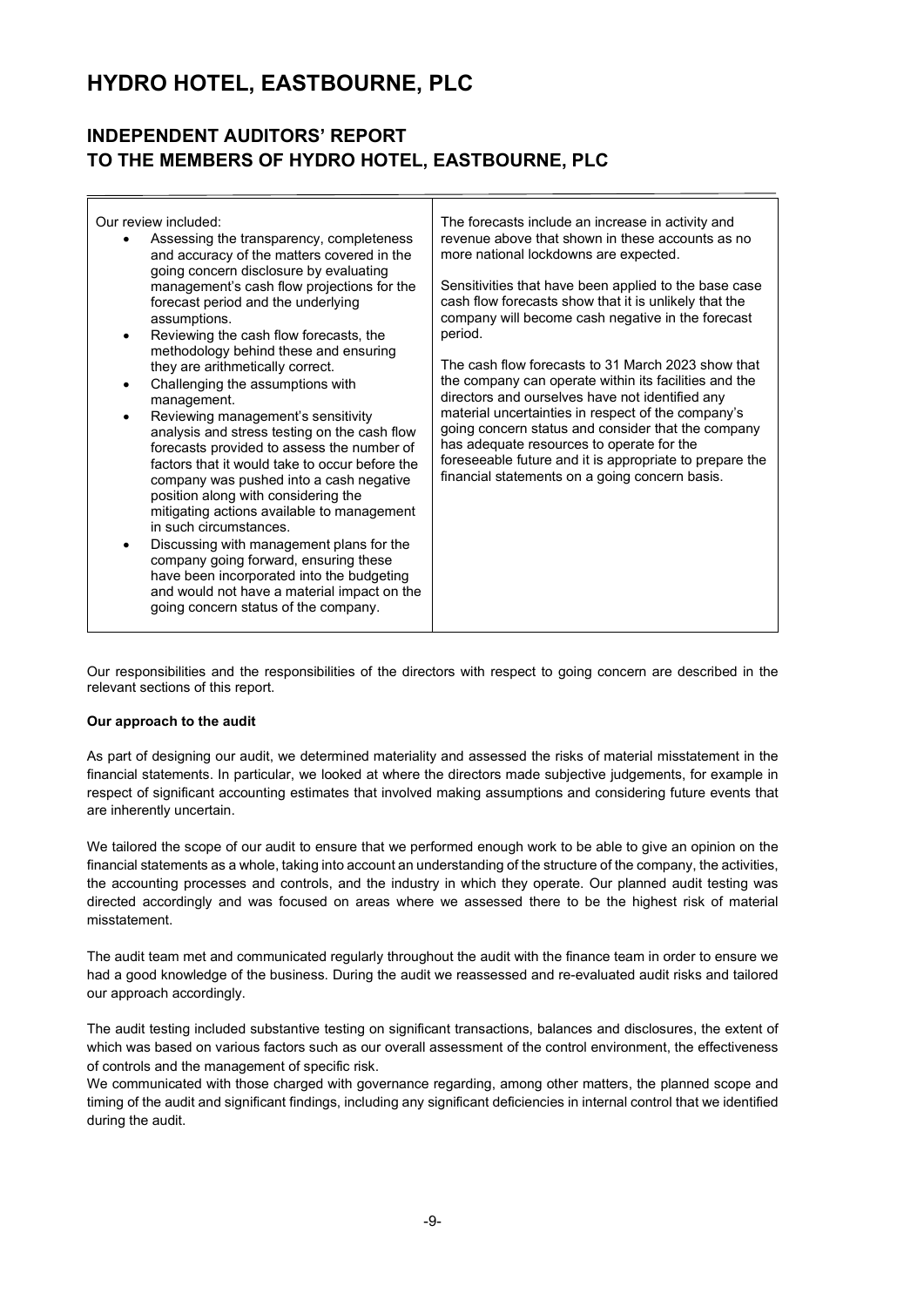# HYDRO HOTEL, EASTBOURNE, PLC

## INDEPENDENT AUDITORS' REPORT
## TO THE MEMBERS OF HYDRO HOTEL, EASTBOURNE, PLC

| Our review included: | The forecasts include an increase in activity and revenue above that shown in these accounts as no more national lockdowns are expected. |
| --- | --- |
| • Assessing the transparency, completeness and accuracy of the matters covered in the going concern disclosure by evaluating management's cash flow projections for the forecast period and the underlying assumptions. | Sensitivities that have been applied to the base case cash flow forecasts show that it is unlikely that the company will become cash negative in the forecast period. |
| • Reviewing the cash flow forecasts, the methodology behind these and ensuring they are arithmetically correct. | The cash flow forecasts to 31 March 2023 show that the company can operate within its facilities and the directors and ourselves have not identified any material uncertainties in respect of the company's going concern status and consider that the company has adequate resources to operate for the foreseeable future and it is appropriate to prepare the financial statements on a going concern basis. |
| • Challenging the assumptions with management. | |
| • Reviewing management's sensitivity analysis and stress testing on the cash flow forecasts provided to assess the number of factors that it would take to occur before the company was pushed into a cash negative position along with considering the mitigating actions available to management in such circumstances. | |
| • Discussing with management plans for the company going forward, ensuring these have been incorporated into the budgeting and would not have a material impact on the going concern status of the company. | |

Our responsibilities and the responsibilities of the directors with respect to going concern are described in the relevant sections of this report.

**Our approach to the audit**

As part of designing our audit, we determined materiality and assessed the risks of material misstatement in the financial statements. In particular, we looked at where the directors made subjective judgements, for example in respect of significant accounting estimates that involved making assumptions and considering future events that are inherently uncertain.

We tailored the scope of our audit to ensure that we performed enough work to be able to give an opinion on the financial statements as a whole, taking into account an understanding of the structure of the company, the activities, the accounting processes and controls, and the industry in which they operate. Our planned audit testing was directed accordingly and was focused on areas where we assessed there to be the highest risk of material misstatement.

The audit team met and communicated regularly throughout the audit with the finance team in order to ensure we had a good knowledge of the business. During the audit we reassessed and re-evaluated audit risks and tailored our approach accordingly.

The audit testing included substantive testing on significant transactions, balances and disclosures, the extent of which was based on various factors such as our overall assessment of the control environment, the effectiveness of controls and the management of specific risk.

We communicated with those charged with governance regarding, among other matters, the planned scope and timing of the audit and significant findings, including any significant deficiencies in internal control that we identified during the audit.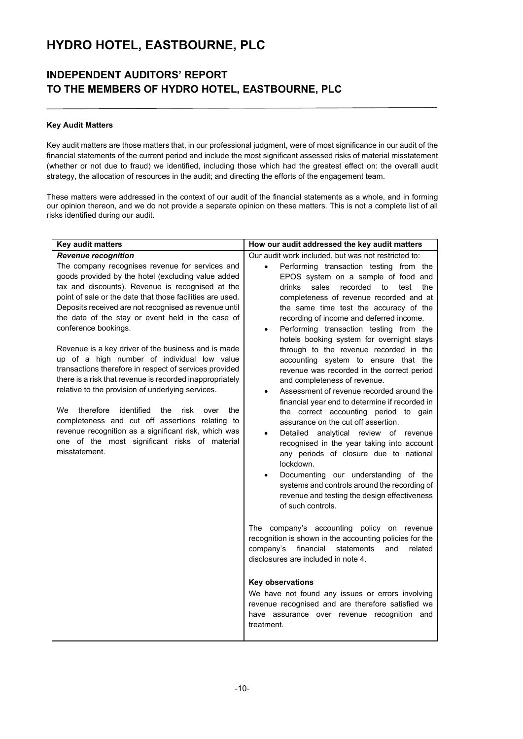# HYDRO HOTEL, EASTBOURNE, PLC

## INDEPENDENT AUDITORS' REPORT TO THE MEMBERS OF HYDRO HOTEL, EASTBOURNE, PLC

**Key Audit Matters**

Key audit matters are those matters that, in our professional judgment, were of most significance in our audit of the financial statements of the current period and include the most significant assessed risks of material misstatement (whether or not due to fraud) we identified, including those which had the greatest effect on: the overall audit strategy, the allocation of resources in the audit; and directing the efforts of the engagement team.

These matters were addressed in the context of our audit of the financial statements as a whole, and in forming our opinion thereon, and we do not provide a separate opinion on these matters. This is not a complete list of all risks identified during our audit.

| Key audit matters | How our audit addressed the key audit matters |
|---|---|
| ***Revenue recognition***<br>The company recognises revenue for services and goods provided by the hotel (excluding value added tax and discounts). Revenue is recognised at the point of sale or the date that those facilities are used. Deposits received are not recognised as revenue until the date of the stay or event held in the case of conference bookings.<br><br>Revenue is a key driver of the business and is made up of a high number of individual low value transactions therefore in respect of services provided there is a risk that revenue is recorded inappropriately relative to the provision of underlying services.<br><br>We therefore identified the risk over the completeness and cut off assertions relating to revenue recognition as a significant risk, which was one of the most significant risks of material misstatement. | Our audit work included, but was not restricted to:<br>• Performing transaction testing from the EPOS system on a sample of food and drinks sales recorded to test the completeness of revenue recorded and at the same time test the accuracy of the recording of income and deferred income.<br>• Performing transaction testing from the hotels booking system for overnight stays through to the revenue recorded in the accounting system to ensure that the revenue was recorded in the correct period and completeness of revenue.<br>• Assessment of revenue recorded around the financial year end to determine if recorded in the correct accounting period to gain assurance on the cut off assertion.<br>• Detailed analytical review of revenue recognised in the year taking into account any periods of closure due to national lockdown.<br>• Documenting our understanding of the systems and controls around the recording of revenue and testing the design effectiveness of such controls.<br><br>The company's accounting policy on revenue recognition is shown in the accounting policies for the company's financial statements and related disclosures are included in note 4.<br><br>**Key observations**<br>We have not found any issues or errors involving revenue recognised and are therefore satisfied we have assurance over revenue recognition and treatment. |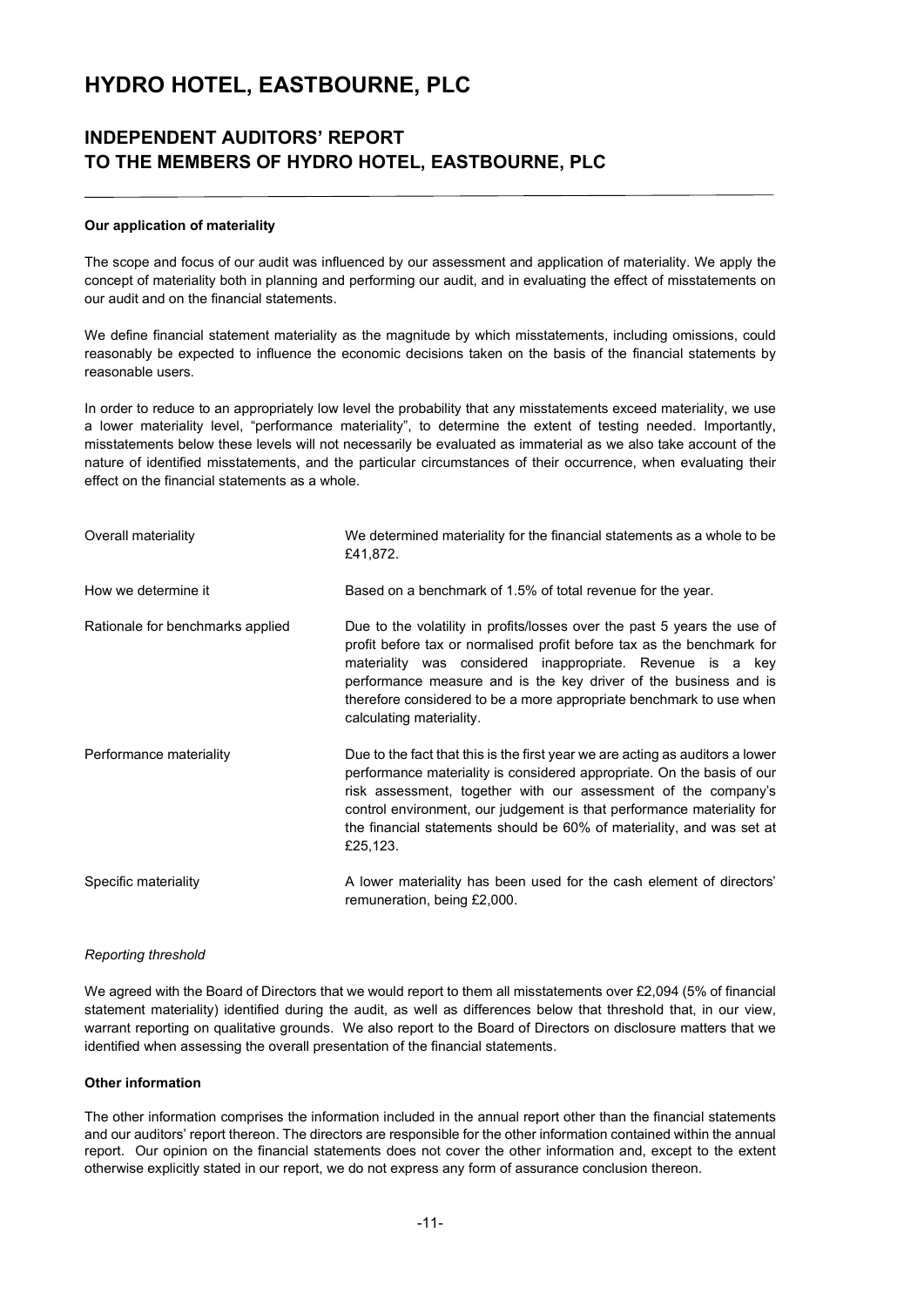# HYDRO HOTEL, EASTBOURNE, PLC

## INDEPENDENT AUDITORS' REPORT TO THE MEMBERS OF HYDRO HOTEL, EASTBOURNE, PLC

**Our application of materiality**

The scope and focus of our audit was influenced by our assessment and application of materiality. We apply the concept of materiality both in planning and performing our audit, and in evaluating the effect of misstatements on our audit and on the financial statements.

We define financial statement materiality as the magnitude by which misstatements, including omissions, could reasonably be expected to influence the economic decisions taken on the basis of the financial statements by reasonable users.

In order to reduce to an appropriately low level the probability that any misstatements exceed materiality, we use a lower materiality level, "performance materiality", to determine the extent of testing needed. Importantly, misstatements below these levels will not necessarily be evaluated as immaterial as we also take account of the nature of identified misstatements, and the particular circumstances of their occurrence, when evaluating their effect on the financial statements as a whole.

| | |
|---|---|
| Overall materiality | We determined materiality for the financial statements as a whole to be £41,872. |
| How we determine it | Based on a benchmark of 1.5% of total revenue for the year. |
| Rationale for benchmarks applied | Due to the volatility in profits/losses over the past 5 years the use of profit before tax or normalised profit before tax as the benchmark for materiality was considered inappropriate. Revenue is a key performance measure and is the key driver of the business and is therefore considered to be a more appropriate benchmark to use when calculating materiality. |
| Performance materiality | Due to the fact that this is the first year we are acting as auditors a lower performance materiality is considered appropriate. On the basis of our risk assessment, together with our assessment of the company's control environment, our judgement is that performance materiality for the financial statements should be 60% of materiality, and was set at £25,123. |
| Specific materiality | A lower materiality has been used for the cash element of directors' remuneration, being £2,000. |

*Reporting threshold*

We agreed with the Board of Directors that we would report to them all misstatements over £2,094 (5% of financial statement materiality) identified during the audit, as well as differences below that threshold that, in our view, warrant reporting on qualitative grounds. We also report to the Board of Directors on disclosure matters that we identified when assessing the overall presentation of the financial statements.

**Other information**

The other information comprises the information included in the annual report other than the financial statements and our auditors' report thereon. The directors are responsible for the other information contained within the annual report. Our opinion on the financial statements does not cover the other information and, except to the extent otherwise explicitly stated in our report, we do not express any form of assurance conclusion thereon.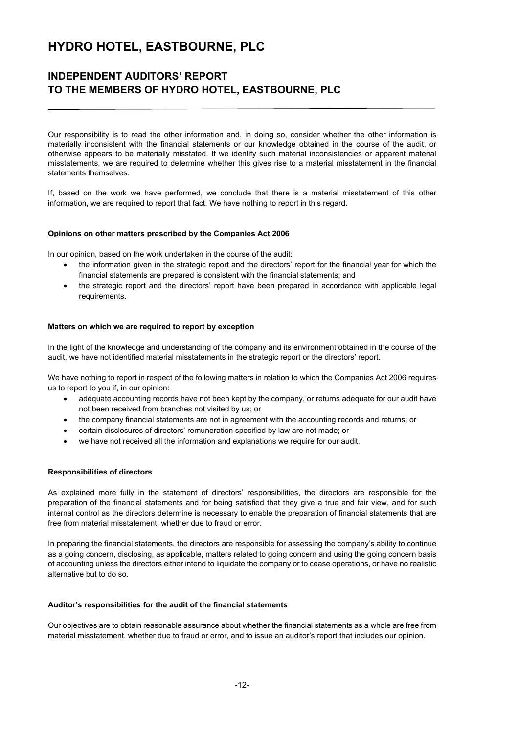Our responsibility is to read the other information and, in doing so, consider whether the other information is materially inconsistent with the financial statements or our knowledge obtained in the course of the audit, or otherwise appears to be materially misstated. If we identify such material inconsistencies or apparent material misstatements, we are required to determine whether this gives rise to a material misstatement in the financial statements themselves.

If, based on the work we have performed, we conclude that there is a material misstatement of this other information, we are required to report that fact. We have nothing to report in this regard.

**Opinions on other matters prescribed by the Companies Act 2006**

In our opinion, based on the work undertaken in the course of the audit:

- the information given in the strategic report and the directors' report for the financial year for which the financial statements are prepared is consistent with the financial statements; and
- the strategic report and the directors' report have been prepared in accordance with applicable legal requirements.

**Matters on which we are required to report by exception**

In the light of the knowledge and understanding of the company and its environment obtained in the course of the audit, we have not identified material misstatements in the strategic report or the directors' report.

We have nothing to report in respect of the following matters in relation to which the Companies Act 2006 requires us to report to you if, in our opinion:

- adequate accounting records have not been kept by the company, or returns adequate for our audit have not been received from branches not visited by us; or
- the company financial statements are not in agreement with the accounting records and returns; or
- certain disclosures of directors' remuneration specified by law are not made; or
- we have not received all the information and explanations we require for our audit.

**Responsibilities of directors**

As explained more fully in the statement of directors' responsibilities, the directors are responsible for the preparation of the financial statements and for being satisfied that they give a true and fair view, and for such internal control as the directors determine is necessary to enable the preparation of financial statements that are free from material misstatement, whether due to fraud or error.

In preparing the financial statements, the directors are responsible for assessing the company's ability to continue as a going concern, disclosing, as applicable, matters related to going concern and using the going concern basis of accounting unless the directors either intend to liquidate the company or to cease operations, or have no realistic alternative but to do so.

**Auditor's responsibilities for the audit of the financial statements**

Our objectives are to obtain reasonable assurance about whether the financial statements as a whole are free from material misstatement, whether due to fraud or error, and to issue an auditor's report that includes our opinion.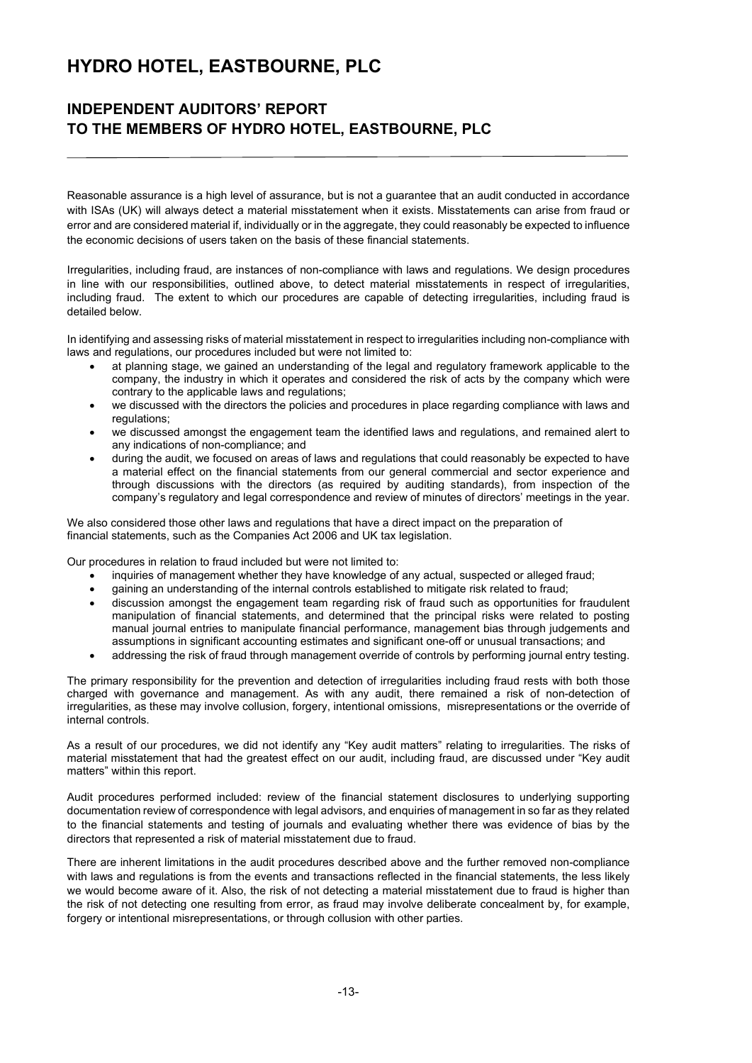# HYDRO HOTEL, EASTBOURNE, PLC

## INDEPENDENT AUDITORS' REPORT
## TO THE MEMBERS OF HYDRO HOTEL, EASTBOURNE, PLC

Reasonable assurance is a high level of assurance, but is not a guarantee that an audit conducted in accordance with ISAs (UK) will always detect a material misstatement when it exists. Misstatements can arise from fraud or error and are considered material if, individually or in the aggregate, they could reasonably be expected to influence the economic decisions of users taken on the basis of these financial statements.

Irregularities, including fraud, are instances of non-compliance with laws and regulations. We design procedures in line with our responsibilities, outlined above, to detect material misstatements in respect of irregularities, including fraud. The extent to which our procedures are capable of detecting irregularities, including fraud is detailed below.

In identifying and assessing risks of material misstatement in respect to irregularities including non-compliance with laws and regulations, our procedures included but were not limited to:

- at planning stage, we gained an understanding of the legal and regulatory framework applicable to the company, the industry in which it operates and considered the risk of acts by the company which were contrary to the applicable laws and regulations;
- we discussed with the directors the policies and procedures in place regarding compliance with laws and regulations;
- we discussed amongst the engagement team the identified laws and regulations, and remained alert to any indications of non-compliance; and
- during the audit, we focused on areas of laws and regulations that could reasonably be expected to have a material effect on the financial statements from our general commercial and sector experience and through discussions with the directors (as required by auditing standards), from inspection of the company's regulatory and legal correspondence and review of minutes of directors' meetings in the year.

We also considered those other laws and regulations that have a direct impact on the preparation of financial statements, such as the Companies Act 2006 and UK tax legislation.

Our procedures in relation to fraud included but were not limited to:

- inquiries of management whether they have knowledge of any actual, suspected or alleged fraud;
- gaining an understanding of the internal controls established to mitigate risk related to fraud;
- discussion amongst the engagement team regarding risk of fraud such as opportunities for fraudulent manipulation of financial statements, and determined that the principal risks were related to posting manual journal entries to manipulate financial performance, management bias through judgements and assumptions in significant accounting estimates and significant one-off or unusual transactions; and
- addressing the risk of fraud through management override of controls by performing journal entry testing.

The primary responsibility for the prevention and detection of irregularities including fraud rests with both those charged with governance and management. As with any audit, there remained a risk of non-detection of irregularities, as these may involve collusion, forgery, intentional omissions, misrepresentations or the override of internal controls.

As a result of our procedures, we did not identify any "Key audit matters" relating to irregularities. The risks of material misstatement that had the greatest effect on our audit, including fraud, are discussed under "Key audit matters" within this report.

Audit procedures performed included: review of the financial statement disclosures to underlying supporting documentation review of correspondence with legal advisors, and enquiries of management in so far as they related to the financial statements and testing of journals and evaluating whether there was evidence of bias by the directors that represented a risk of material misstatement due to fraud.

There are inherent limitations in the audit procedures described above and the further removed non-compliance with laws and regulations is from the events and transactions reflected in the financial statements, the less likely we would become aware of it. Also, the risk of not detecting a material misstatement due to fraud is higher than the risk of not detecting one resulting from error, as fraud may involve deliberate concealment by, for example, forgery or intentional misrepresentations, or through collusion with other parties.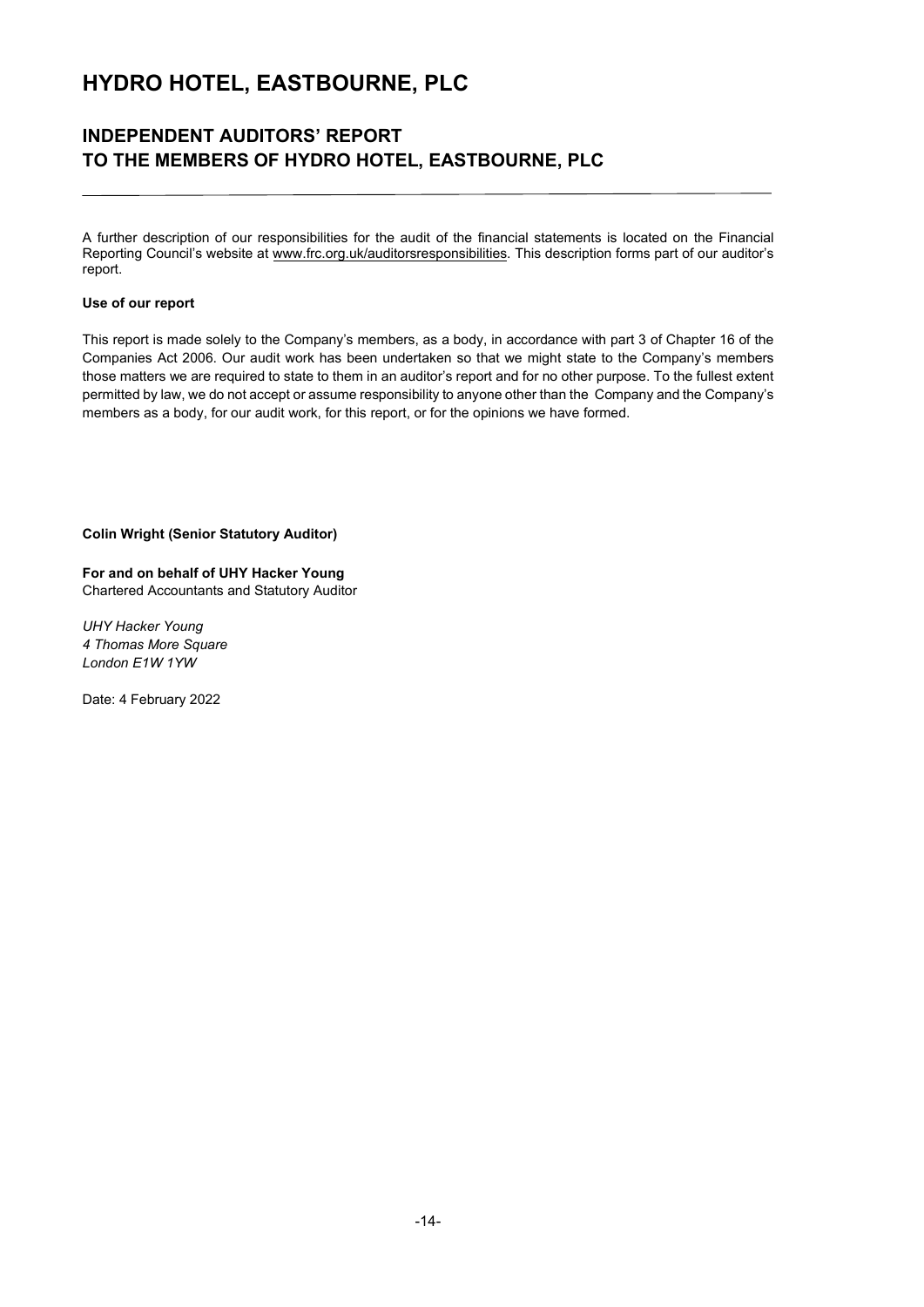# HYDRO HOTEL, EASTBOURNE, PLC

## INDEPENDENT AUDITORS' REPORT
## TO THE MEMBERS OF HYDRO HOTEL, EASTBOURNE, PLC

A further description of our responsibilities for the audit of the financial statements is located on the Financial Reporting Council's website at www.frc.org.uk/auditorsresponsibilities. This description forms part of our auditor's report.

**Use of our report**

This report is made solely to the Company's members, as a body, in accordance with part 3 of Chapter 16 of the Companies Act 2006. Our audit work has been undertaken so that we might state to the Company's members those matters we are required to state to them in an auditor's report and for no other purpose. To the fullest extent permitted by law, we do not accept or assume responsibility to anyone other than the Company and the Company's members as a body, for our audit work, for this report, or for the opinions we have formed.

**Colin Wright (Senior Statutory Auditor)**

**For and on behalf of UHY Hacker Young**
Chartered Accountants and Statutory Auditor

*UHY Hacker Young*
*4 Thomas More Square*
*London E1W 1YW*

Date: 4 February 2022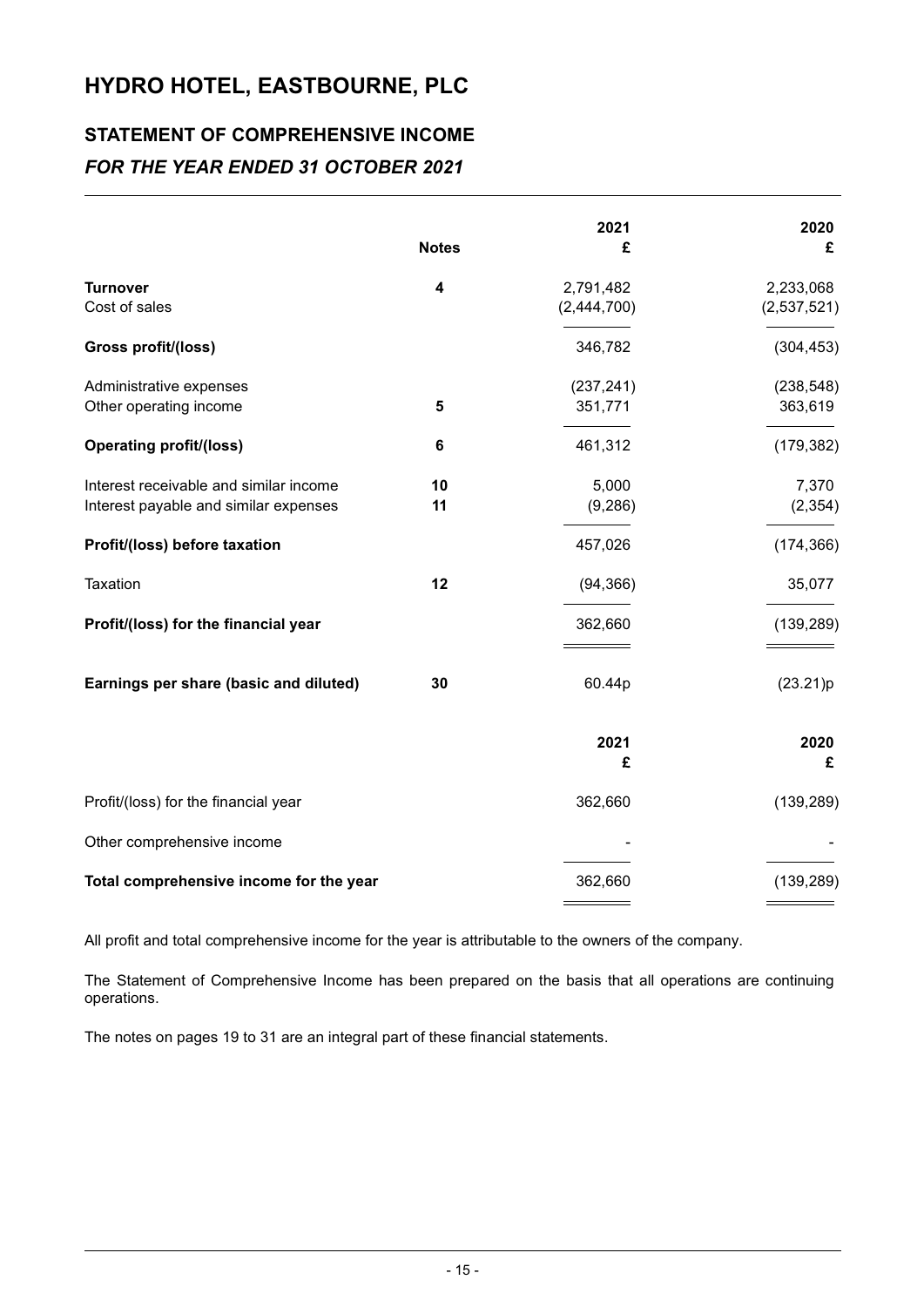# HYDRO HOTEL, EASTBOURNE, PLC

## STATEMENT OF COMPREHENSIVE INCOME

### *FOR THE YEAR ENDED 31 OCTOBER 2021*

| | Notes | 2021<br>£ | 2020<br>£ |
|---|---|---|---|
| **Turnover** | **4** | 2,791,482 | 2,233,068 |
| Cost of sales | | (2,444,700) | (2,537,521) |
| **Gross profit/(loss)** | | 346,782 | (304,453) |
| Administrative expenses | | (237,241) | (238,548) |
| Other operating income | **5** | 351,771 | 363,619 |
| **Operating profit/(loss)** | **6** | 461,312 | (179,382) |
| Interest receivable and similar income | **10** | 5,000 | 7,370 |
| Interest payable and similar expenses | **11** | (9,286) | (2,354) |
| **Profit/(loss) before taxation** | | 457,026 | (174,366) |
| Taxation | **12** | (94,366) | 35,077 |
| **Profit/(loss) for the financial year** | | 362,660 | (139,289) |
| **Earnings per share (basic and diluted)** | **30** | 60.44p | (23.21)p |

| | 2021<br>£ | 2020<br>£ |
|---|---|---|
| Profit/(loss) for the financial year | 362,660 | (139,289) |
| Other comprehensive income | - | - |
| **Total comprehensive income for the year** | 362,660 | (139,289) |

All profit and total comprehensive income for the year is attributable to the owners of the company.

The Statement of Comprehensive Income has been prepared on the basis that all operations are continuing operations.

The notes on pages 19 to 31 are an integral part of these financial statements.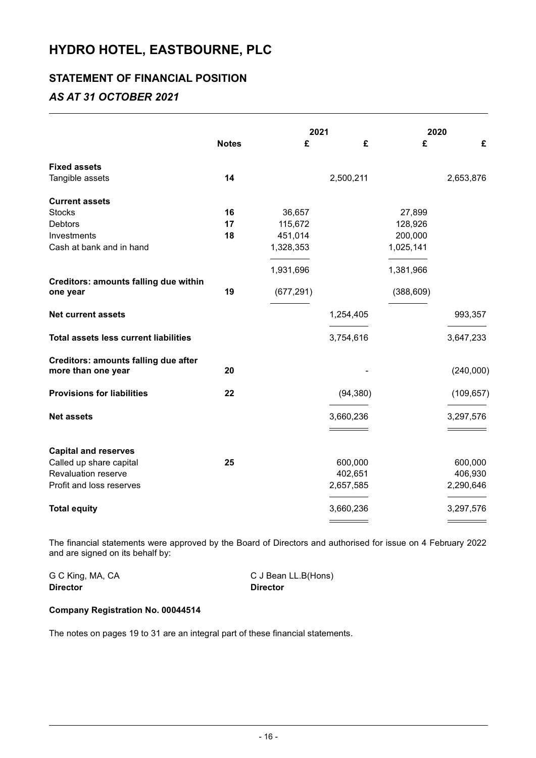# HYDRO HOTEL, EASTBOURNE, PLC

## STATEMENT OF FINANCIAL POSITION

### *AS AT 31 OCTOBER 2021*

| | Notes | 2021 | | 2020 | |
|---|---|---|---|---|---|
| | | £ | £ | £ | £ |
| **Fixed assets** | | | | | |
| Tangible assets | 14 | | 2,500,211 | | 2,653,876 |
| **Current assets** | | | | | |
| Stocks | 16 | 36,657 | | 27,899 | |
| Debtors | 17 | 115,672 | | 128,926 | |
| Investments | 18 | 451,014 | | 200,000 | |
| Cash at bank and in hand | | 1,328,353 | | 1,025,141 | |
| | | 1,931,696 | | 1,381,966 | |
| **Creditors: amounts falling due within one year** | 19 | (677,291) | | (388,609) | |
| **Net current assets** | | | 1,254,405 | | 993,357 |
| **Total assets less current liabilities** | | | 3,754,616 | | 3,647,233 |
| **Creditors: amounts falling due after more than one year** | 20 | | - | | (240,000) |
| **Provisions for liabilities** | 22 | | (94,380) | | (109,657) |
| **Net assets** | | | 3,660,236 | | 3,297,576 |
| **Capital and reserves** | | | | | |
| Called up share capital | 25 | | 600,000 | | 600,000 |
| Revaluation reserve | | | 402,651 | | 406,930 |
| Profit and loss reserves | | | 2,657,585 | | 2,290,646 |
| **Total equity** | | | 3,660,236 | | 3,297,576 |

The financial statements were approved by the Board of Directors and authorised for issue on 4 February 2022 and are signed on its behalf by:

G C King, MA, CA
**Director**

C J Bean LL.B(Hons)
**Director**

**Company Registration No. 00044514**

The notes on pages 19 to 31 are an integral part of these financial statements.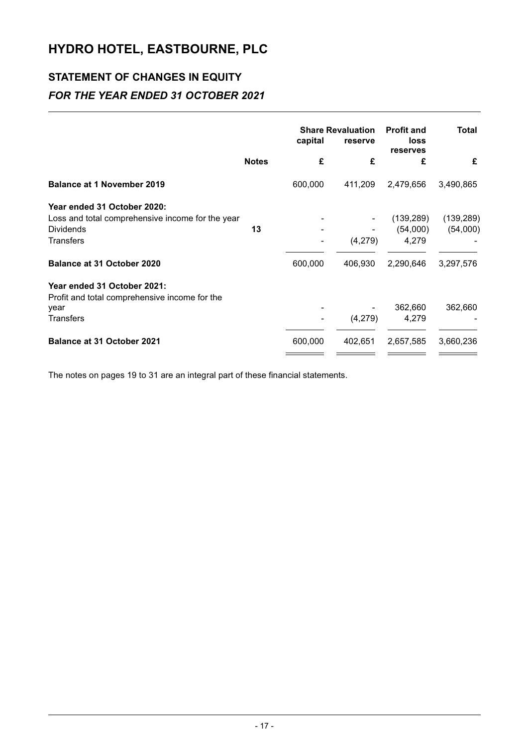# HYDRO HOTEL, EASTBOURNE, PLC

## STATEMENT OF CHANGES IN EQUITY

### *FOR THE YEAR ENDED 31 OCTOBER 2021*

| | Notes | Share capital | Revaluation reserve | Profit and loss reserves | Total |
|---|---|---|---|---|---|
| | | £ | £ | £ | £ |
| **Balance at 1 November 2019** | | 600,000 | 411,209 | 2,479,656 | 3,490,865 |
| **Year ended 31 October 2020:** | | | | | |
| Loss and total comprehensive income for the year | | - | - | (139,289) | (139,289) |
| Dividends | 13 | - | - | (54,000) | (54,000) |
| Transfers | | - | (4,279) | 4,279 | - |
| **Balance at 31 October 2020** | | 600,000 | 406,930 | 2,290,646 | 3,297,576 |
| **Year ended 31 October 2021:** | | | | | |
| Profit and total comprehensive income for the year | | - | - | 362,660 | 362,660 |
| Transfers | | - | (4,279) | 4,279 | - |
| **Balance at 31 October 2021** | | 600,000 | 402,651 | 2,657,585 | 3,660,236 |

The notes on pages 19 to 31 are an integral part of these financial statements.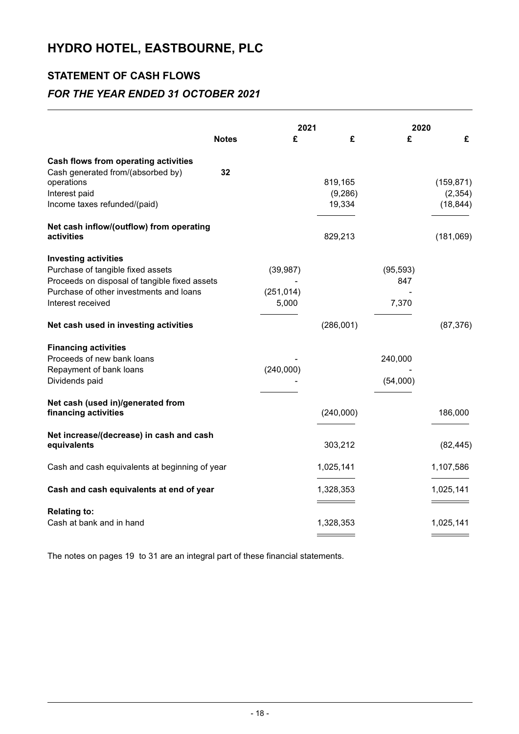# HYDRO HOTEL, EASTBOURNE, PLC

## STATEMENT OF CASH FLOWS

### *FOR THE YEAR ENDED 31 OCTOBER 2021*

| | Notes | 2021 £ | 2021 £ | 2020 £ | 2020 £ |
|---|---|---|---|---|---|
| **Cash flows from operating activities** | | | | | |
| Cash generated from/(absorbed by) operations | 32 | | 819,165 | | (159,871) |
| Interest paid | | | (9,286) | | (2,354) |
| Income taxes refunded/(paid) | | | 19,334 | | (18,844) |
| **Net cash inflow/(outflow) from operating activities** | | | 829,213 | | (181,069) |
| **Investing activities** | | | | | |
| Purchase of tangible fixed assets | | (39,987) | | (95,593) | |
| Proceeds on disposal of tangible fixed assets | | - | | 847 | |
| Purchase of other investments and loans | | (251,014) | | - | |
| Interest received | | 5,000 | | 7,370 | |
| **Net cash used in investing activities** | | | (286,001) | | (87,376) |
| **Financing activities** | | | | | |
| Proceeds of new bank loans | | - | | 240,000 | |
| Repayment of bank loans | | (240,000) | | - | |
| Dividends paid | | - | | (54,000) | |
| **Net cash (used in)/generated from financing activities** | | | (240,000) | | 186,000 |
| **Net increase/(decrease) in cash and cash equivalents** | | | 303,212 | | (82,445) |
| Cash and cash equivalents at beginning of year | | | 1,025,141 | | 1,107,586 |
| **Cash and cash equivalents at end of year** | | | 1,328,353 | | 1,025,141 |
| **Relating to:** | | | | | |
| Cash at bank and in hand | | | 1,328,353 | | 1,025,141 |

The notes on pages 19 to 31 are an integral part of these financial statements.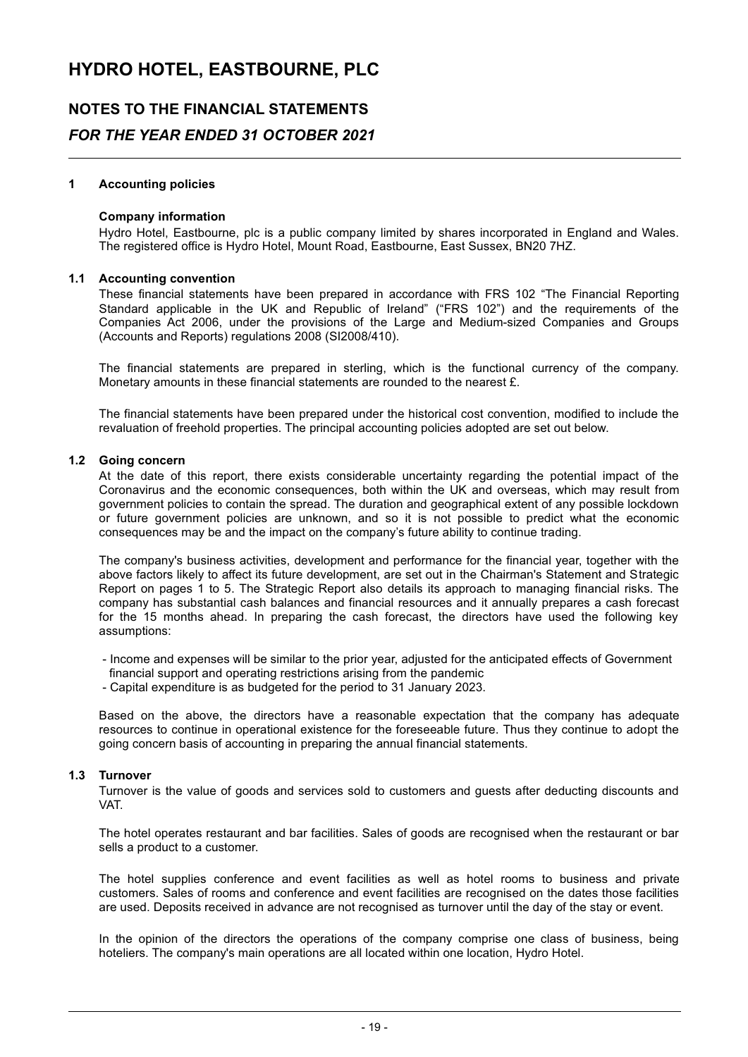# HYDRO HOTEL, EASTBOURNE, PLC

## NOTES TO THE FINANCIAL STATEMENTS

## *FOR THE YEAR ENDED 31 OCTOBER 2021*

### 1 Accounting policies

**Company information**

Hydro Hotel, Eastbourne, plc is a public company limited by shares incorporated in England and Wales. The registered office is Hydro Hotel, Mount Road, Eastbourne, East Sussex, BN20 7HZ.

### 1.1 Accounting convention

These financial statements have been prepared in accordance with FRS 102 "The Financial Reporting Standard applicable in the UK and Republic of Ireland" ("FRS 102") and the requirements of the Companies Act 2006, under the provisions of the Large and Medium-sized Companies and Groups (Accounts and Reports) regulations 2008 (SI2008/410).

The financial statements are prepared in sterling, which is the functional currency of the company. Monetary amounts in these financial statements are rounded to the nearest £.

The financial statements have been prepared under the historical cost convention, modified to include the revaluation of freehold properties. The principal accounting policies adopted are set out below.

### 1.2 Going concern

At the date of this report, there exists considerable uncertainty regarding the potential impact of the Coronavirus and the economic consequences, both within the UK and overseas, which may result from government policies to contain the spread. The duration and geographical extent of any possible lockdown or future government policies are unknown, and so it is not possible to predict what the economic consequences may be and the impact on the company's future ability to continue trading.

The company's business activities, development and performance for the financial year, together with the above factors likely to affect its future development, are set out in the Chairman's Statement and Strategic Report on pages 1 to 5. The Strategic Report also details its approach to managing financial risks. The company has substantial cash balances and financial resources and it annually prepares a cash forecast for the 15 months ahead. In preparing the cash forecast, the directors have used the following key assumptions:

- Income and expenses will be similar to the prior year, adjusted for the anticipated effects of Government financial support and operating restrictions arising from the pandemic
- Capital expenditure is as budgeted for the period to 31 January 2023.

Based on the above, the directors have a reasonable expectation that the company has adequate resources to continue in operational existence for the foreseeable future. Thus they continue to adopt the going concern basis of accounting in preparing the annual financial statements.

### 1.3 Turnover

Turnover is the value of goods and services sold to customers and guests after deducting discounts and VAT.

The hotel operates restaurant and bar facilities. Sales of goods are recognised when the restaurant or bar sells a product to a customer.

The hotel supplies conference and event facilities as well as hotel rooms to business and private customers. Sales of rooms and conference and event facilities are recognised on the dates those facilities are used. Deposits received in advance are not recognised as turnover until the day of the stay or event.

In the opinion of the directors the operations of the company comprise one class of business, being hoteliers. The company's main operations are all located within one location, Hydro Hotel.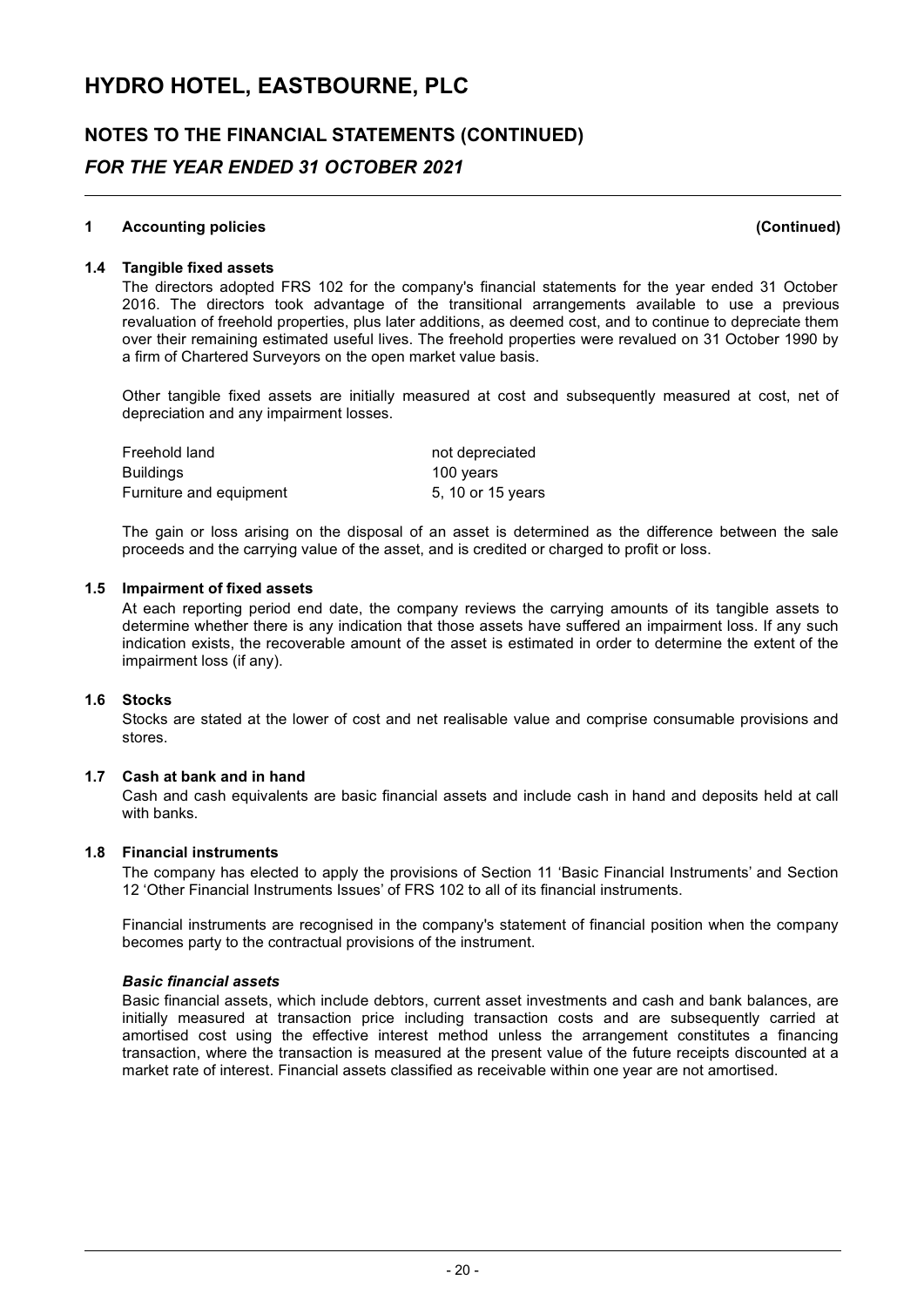## 1 Accounting policies (Continued)

### 1.4 Tangible fixed assets

The directors adopted FRS 102 for the company's financial statements for the year ended 31 October 2016. The directors took advantage of the transitional arrangements available to use a previous revaluation of freehold properties, plus later additions, as deemed cost, and to continue to depreciate them over their remaining estimated useful lives. The freehold properties were revalued on 31 October 1990 by a firm of Chartered Surveyors on the open market value basis.

Other tangible fixed assets are initially measured at cost and subsequently measured at cost, net of depreciation and any impairment losses.

| | |
|---|---|
| Freehold land | not depreciated |
| Buildings | 100 years |
| Furniture and equipment | 5, 10 or 15 years |

The gain or loss arising on the disposal of an asset is determined as the difference between the sale proceeds and the carrying value of the asset, and is credited or charged to profit or loss.

### 1.5 Impairment of fixed assets

At each reporting period end date, the company reviews the carrying amounts of its tangible assets to determine whether there is any indication that those assets have suffered an impairment loss. If any such indication exists, the recoverable amount of the asset is estimated in order to determine the extent of the impairment loss (if any).

### 1.6 Stocks

Stocks are stated at the lower of cost and net realisable value and comprise consumable provisions and stores.

### 1.7 Cash at bank and in hand

Cash and cash equivalents are basic financial assets and include cash in hand and deposits held at call with banks.

### 1.8 Financial instruments

The company has elected to apply the provisions of Section 11 'Basic Financial Instruments' and Section 12 'Other Financial Instruments Issues' of FRS 102 to all of its financial instruments.

Financial instruments are recognised in the company's statement of financial position when the company becomes party to the contractual provisions of the instrument.

***Basic financial assets***

Basic financial assets, which include debtors, current asset investments and cash and bank balances, are initially measured at transaction price including transaction costs and are subsequently carried at amortised cost using the effective interest method unless the arrangement constitutes a financing transaction, where the transaction is measured at the present value of the future receipts discounted at a market rate of interest. Financial assets classified as receivable within one year are not amortised.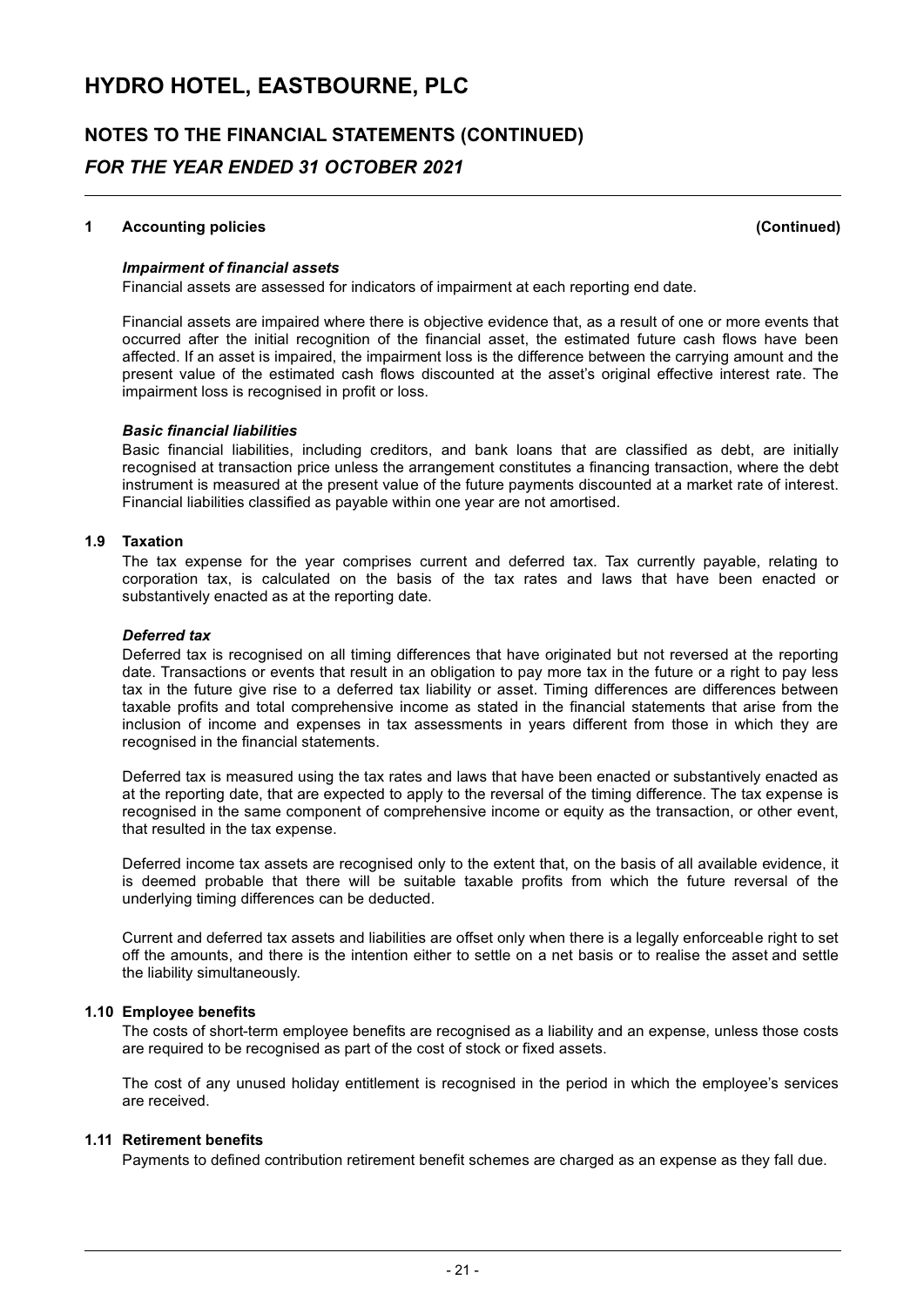# HYDRO HOTEL, EASTBOURNE, PLC

## NOTES TO THE FINANCIAL STATEMENTS (CONTINUED)

## *FOR THE YEAR ENDED 31 OCTOBER 2021*

### 1 Accounting policies (Continued)

***Impairment of financial assets***

Financial assets are assessed for indicators of impairment at each reporting end date.

Financial assets are impaired where there is objective evidence that, as a result of one or more events that occurred after the initial recognition of the financial asset, the estimated future cash flows have been affected. If an asset is impaired, the impairment loss is the difference between the carrying amount and the present value of the estimated cash flows discounted at the asset's original effective interest rate. The impairment loss is recognised in profit or loss.

***Basic financial liabilities***

Basic financial liabilities, including creditors, and bank loans that are classified as debt, are initially recognised at transaction price unless the arrangement constitutes a financing transaction, where the debt instrument is measured at the present value of the future payments discounted at a market rate of interest. Financial liabilities classified as payable within one year are not amortised.

### 1.9 Taxation

The tax expense for the year comprises current and deferred tax. Tax currently payable, relating to corporation tax, is calculated on the basis of the tax rates and laws that have been enacted or substantively enacted as at the reporting date.

***Deferred tax***

Deferred tax is recognised on all timing differences that have originated but not reversed at the reporting date. Transactions or events that result in an obligation to pay more tax in the future or a right to pay less tax in the future give rise to a deferred tax liability or asset. Timing differences are differences between taxable profits and total comprehensive income as stated in the financial statements that arise from the inclusion of income and expenses in tax assessments in years different from those in which they are recognised in the financial statements.

Deferred tax is measured using the tax rates and laws that have been enacted or substantively enacted as at the reporting date, that are expected to apply to the reversal of the timing difference. The tax expense is recognised in the same component of comprehensive income or equity as the transaction, or other event, that resulted in the tax expense.

Deferred income tax assets are recognised only to the extent that, on the basis of all available evidence, it is deemed probable that there will be suitable taxable profits from which the future reversal of the underlying timing differences can be deducted.

Current and deferred tax assets and liabilities are offset only when there is a legally enforceable right to set off the amounts, and there is the intention either to settle on a net basis or to realise the asset and settle the liability simultaneously.

### 1.10 Employee benefits

The costs of short-term employee benefits are recognised as a liability and an expense, unless those costs are required to be recognised as part of the cost of stock or fixed assets.

The cost of any unused holiday entitlement is recognised in the period in which the employee's services are received.

### 1.11 Retirement benefits

Payments to defined contribution retirement benefit schemes are charged as an expense as they fall due.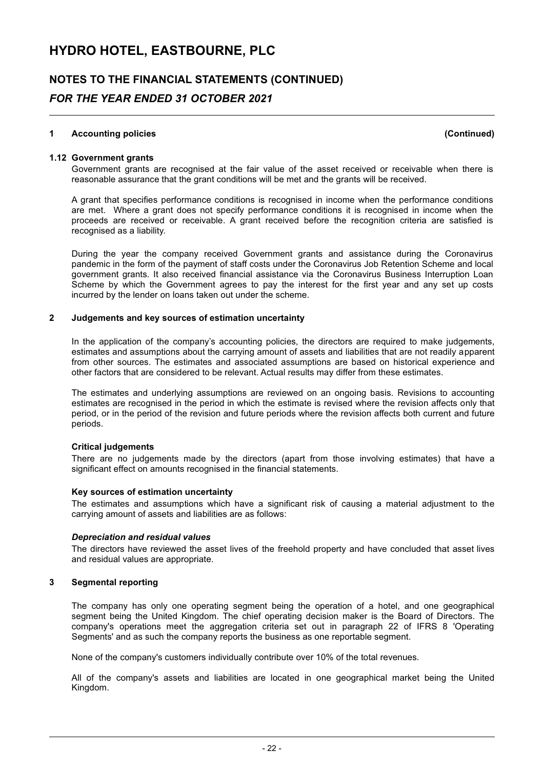## 1 Accounting policies (Continued)

### 1.12 Government grants

Government grants are recognised at the fair value of the asset received or receivable when there is reasonable assurance that the grant conditions will be met and the grants will be received.

A grant that specifies performance conditions is recognised in income when the performance conditions are met. Where a grant does not specify performance conditions it is recognised in income when the proceeds are received or receivable. A grant received before the recognition criteria are satisfied is recognised as a liability.

During the year the company received Government grants and assistance during the Coronavirus pandemic in the form of the payment of staff costs under the Coronavirus Job Retention Scheme and local government grants. It also received financial assistance via the Coronavirus Business Interruption Loan Scheme by which the Government agrees to pay the interest for the first year and any set up costs incurred by the lender on loans taken out under the scheme.

## 2 Judgements and key sources of estimation uncertainty

In the application of the company's accounting policies, the directors are required to make judgements, estimates and assumptions about the carrying amount of assets and liabilities that are not readily apparent from other sources. The estimates and associated assumptions are based on historical experience and other factors that are considered to be relevant. Actual results may differ from these estimates.

The estimates and underlying assumptions are reviewed on an ongoing basis. Revisions to accounting estimates are recognised in the period in which the estimate is revised where the revision affects only that period, or in the period of the revision and future periods where the revision affects both current and future periods.

**Critical judgements**

There are no judgements made by the directors (apart from those involving estimates) that have a significant effect on amounts recognised in the financial statements.

**Key sources of estimation uncertainty**

The estimates and assumptions which have a significant risk of causing a material adjustment to the carrying amount of assets and liabilities are as follows:

***Depreciation and residual values***

The directors have reviewed the asset lives of the freehold property and have concluded that asset lives and residual values are appropriate.

## 3 Segmental reporting

The company has only one operating segment being the operation of a hotel, and one geographical segment being the United Kingdom. The chief operating decision maker is the Board of Directors. The company's operations meet the aggregation criteria set out in paragraph 22 of IFRS 8 'Operating Segments' and as such the company reports the business as one reportable segment.

None of the company's customers individually contribute over 10% of the total revenues.

All of the company's assets and liabilities are located in one geographical market being the United Kingdom.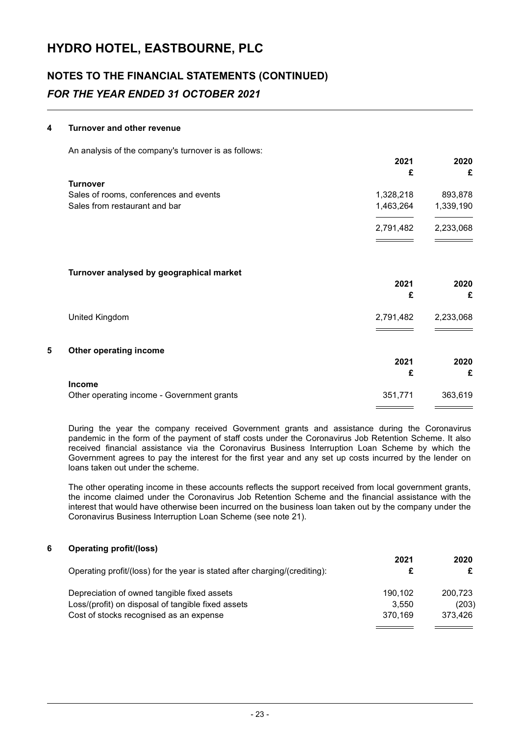# HYDRO HOTEL, EASTBOURNE, PLC

## NOTES TO THE FINANCIAL STATEMENTS (CONTINUED)

## *FOR THE YEAR ENDED 31 OCTOBER 2021*

### 4 Turnover and other revenue

An analysis of the company's turnover is as follows:

| | 2021 | 2020 |
|---|---|---|
| | £ | £ |
| **Turnover** | | |
| Sales of rooms, conferences and events | 1,328,218 | 893,878 |
| Sales from restaurant and bar | 1,463,264 | 1,339,190 |
| | 2,791,482 | 2,233,068 |

**Turnover analysed by geographical market**

| | 2021 | 2020 |
|---|---|---|
| | £ | £ |
| United Kingdom | 2,791,482 | 2,233,068 |

### 5 Other operating income

| | 2021 | 2020 |
|---|---|---|
| | £ | £ |
| **Income** | | |
| Other operating income - Government grants | 351,771 | 363,619 |

During the year the company received Government grants and assistance during the Coronavirus pandemic in the form of the payment of staff costs under the Coronavirus Job Retention Scheme. It also received financial assistance via the Coronavirus Business Interruption Loan Scheme by which the Government agrees to pay the interest for the first year and any set up costs incurred by the lender on loans taken out under the scheme.

The other operating income in these accounts reflects the support received from local government grants, the income claimed under the Coronavirus Job Retention Scheme and the financial assistance with the interest that would have otherwise been incurred on the business loan taken out by the company under the Coronavirus Business Interruption Loan Scheme (see note 21).

### 6 Operating profit/(loss)

| | 2021 | 2020 |
|---|---|---|
| Operating profit/(loss) for the year is stated after charging/(crediting): | £ | £ |
| Depreciation of owned tangible fixed assets | 190,102 | 200,723 |
| Loss/(profit) on disposal of tangible fixed assets | 3,550 | (203) |
| Cost of stocks recognised as an expense | 370,169 | 373,426 |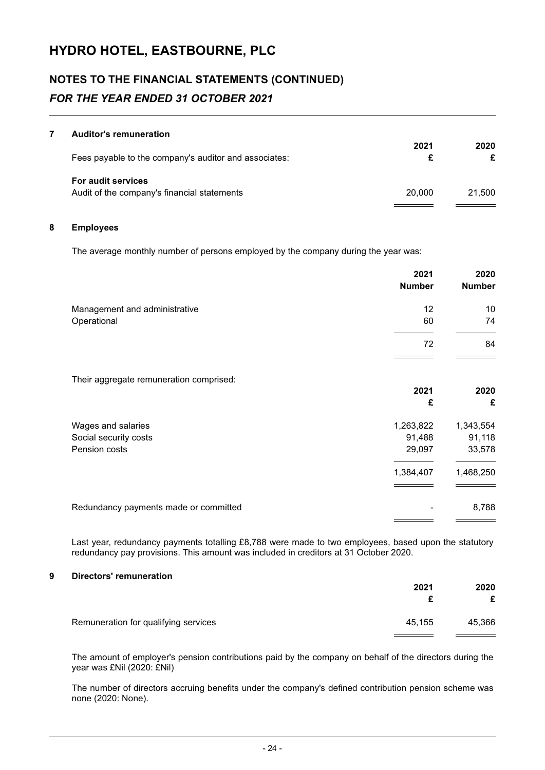# HYDRO HOTEL, EASTBOURNE, PLC

## NOTES TO THE FINANCIAL STATEMENTS (CONTINUED)

### *FOR THE YEAR ENDED 31 OCTOBER 2021*

### 7 Auditor's remuneration

| Fees payable to the company's auditor and associates: | 2021 £ | 2020 £ |
|---|---|---|
| **For audit services** | | |
| Audit of the company's financial statements | 20,000 | 21,500 |

### 8 Employees

The average monthly number of persons employed by the company during the year was:

| | 2021 Number | 2020 Number |
|---|---|---|
| Management and administrative | 12 | 10 |
| Operational | 60 | 74 |
| | 72 | 84 |

Their aggregate remuneration comprised:

| | 2021 £ | 2020 £ |
|---|---|---|
| Wages and salaries | 1,263,822 | 1,343,554 |
| Social security costs | 91,488 | 91,118 |
| Pension costs | 29,097 | 33,578 |
| | 1,384,407 | 1,468,250 |
| Redundancy payments made or committed | - | 8,788 |

Last year, redundancy payments totalling £8,788 were made to two employees, based upon the statutory redundancy pay provisions. This amount was included in creditors at 31 October 2020.

### 9 Directors' remuneration

| | 2021 £ | 2020 £ |
|---|---|---|
| Remuneration for qualifying services | 45,155 | 45,366 |

The amount of employer's pension contributions paid by the company on behalf of the directors during the year was £Nil (2020: £Nil)

The number of directors accruing benefits under the company's defined contribution pension scheme was none (2020: None).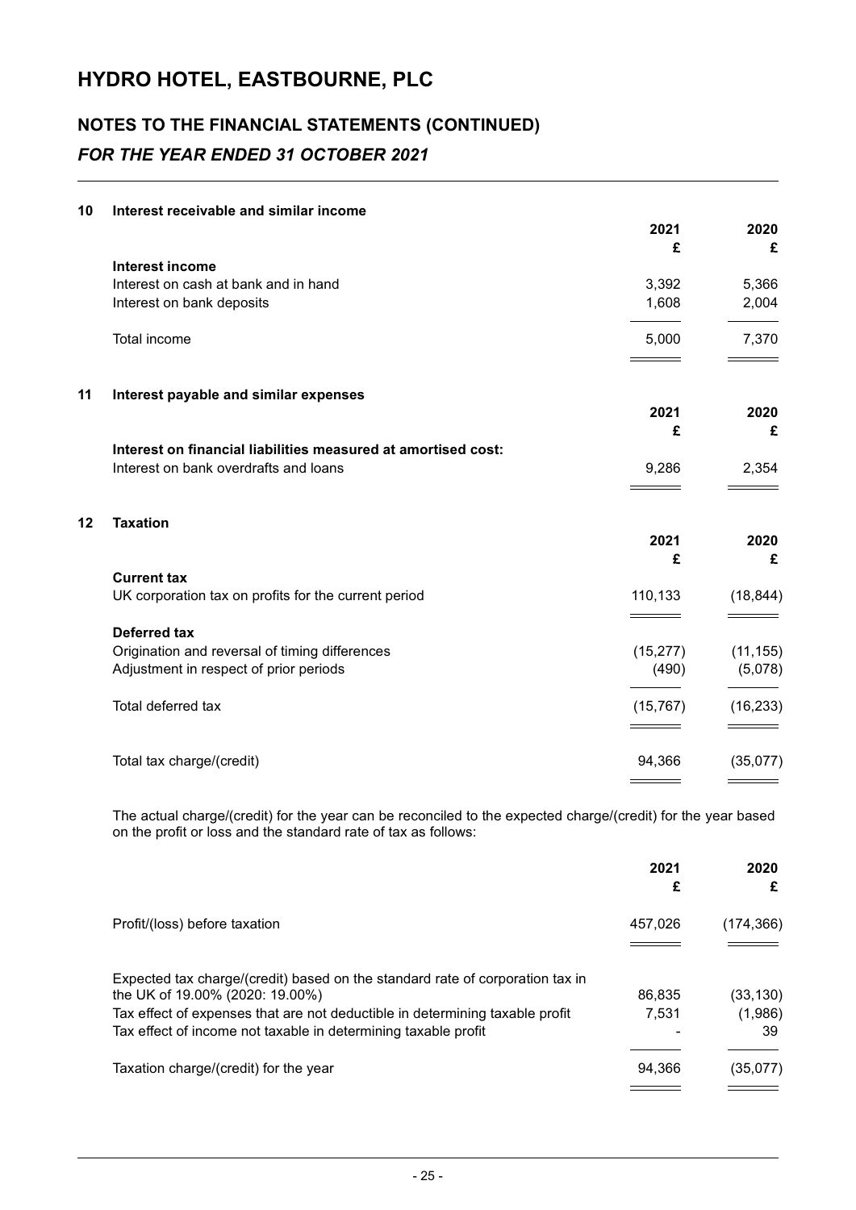# HYDRO HOTEL, EASTBOURNE, PLC

## NOTES TO THE FINANCIAL STATEMENTS (CONTINUED)

### *FOR THE YEAR ENDED 31 OCTOBER 2021*

**10 Interest receivable and similar income**

| | 2021 | 2020 |
|---|---|---|
| | £ | £ |
| **Interest income** | | |
| Interest on cash at bank and in hand | 3,392 | 5,366 |
| Interest on bank deposits | 1,608 | 2,004 |
| Total income | 5,000 | 7,370 |

**11 Interest payable and similar expenses**

| | 2021 | 2020 |
|---|---|---|
| | £ | £ |
| **Interest on financial liabilities measured at amortised cost:** | | |
| Interest on bank overdrafts and loans | 9,286 | 2,354 |

**12 Taxation**

| | 2021 | 2020 |
|---|---|---|
| | £ | £ |
| **Current tax** | | |
| UK corporation tax on profits for the current period | 110,133 | (18,844) |
| **Deferred tax** | | |
| Origination and reversal of timing differences | (15,277) | (11,155) |
| Adjustment in respect of prior periods | (490) | (5,078) |
| Total deferred tax | (15,767) | (16,233) |
| Total tax charge/(credit) | 94,366 | (35,077) |

The actual charge/(credit) for the year can be reconciled to the expected charge/(credit) for the year based on the profit or loss and the standard rate of tax as follows:

| | 2021 | 2020 |
|---|---|---|
| | £ | £ |
| Profit/(loss) before taxation | 457,026 | (174,366) |
| Expected tax charge/(credit) based on the standard rate of corporation tax in the UK of 19.00% (2020: 19.00%) | 86,835 | (33,130) |
| Tax effect of expenses that are not deductible in determining taxable profit | 7,531 | (1,986) |
| Tax effect of income not taxable in determining taxable profit | - | 39 |
| Taxation charge/(credit) for the year | 94,366 | (35,077) |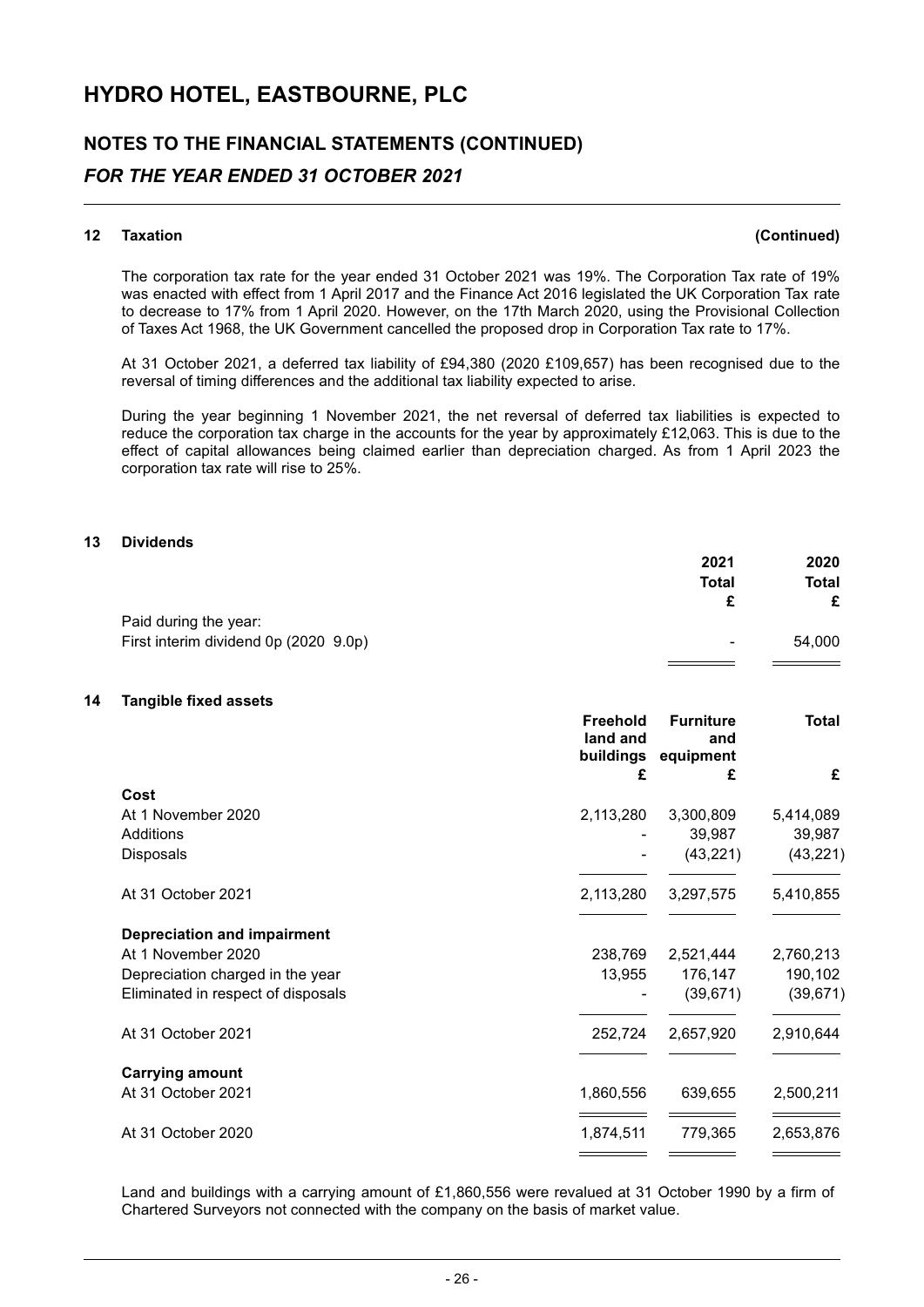# HYDRO HOTEL, EASTBOURNE, PLC

## NOTES TO THE FINANCIAL STATEMENTS (CONTINUED)

### *FOR THE YEAR ENDED 31 OCTOBER 2021*

**12 Taxation** **(Continued)**

The corporation tax rate for the year ended 31 October 2021 was 19%. The Corporation Tax rate of 19% was enacted with effect from 1 April 2017 and the Finance Act 2016 legislated the UK Corporation Tax rate to decrease to 17% from 1 April 2020. However, on the 17th March 2020, using the Provisional Collection of Taxes Act 1968, the UK Government cancelled the proposed drop in Corporation Tax rate to 17%.

At 31 October 2021, a deferred tax liability of £94,380 (2020 £109,657) has been recognised due to the reversal of timing differences and the additional tax liability expected to arise.

During the year beginning 1 November 2021, the net reversal of deferred tax liabilities is expected to reduce the corporation tax charge in the accounts for the year by approximately £12,063. This is due to the effect of capital allowances being claimed earlier than depreciation charged. As from 1 April 2023 the corporation tax rate will rise to 25%.

**13 Dividends**

| | 2021 Total £ | 2020 Total £ |
|---|---|---|
| Paid during the year: | | |
| First interim dividend 0p (2020 9.0p) | - | 54,000 |

**14 Tangible fixed assets**

| | Freehold land and buildings £ | Furniture and equipment £ | Total £ |
|---|---|---|---|
| **Cost** | | | |
| At 1 November 2020 | 2,113,280 | 3,300,809 | 5,414,089 |
| Additions | - | 39,987 | 39,987 |
| Disposals | - | (43,221) | (43,221) |
| At 31 October 2021 | 2,113,280 | 3,297,575 | 5,410,855 |
| **Depreciation and impairment** | | | |
| At 1 November 2020 | 238,769 | 2,521,444 | 2,760,213 |
| Depreciation charged in the year | 13,955 | 176,147 | 190,102 |
| Eliminated in respect of disposals | - | (39,671) | (39,671) |
| At 31 October 2021 | 252,724 | 2,657,920 | 2,910,644 |
| **Carrying amount** | | | |
| At 31 October 2021 | 1,860,556 | 639,655 | 2,500,211 |
| At 31 October 2020 | 1,874,511 | 779,365 | 2,653,876 |

Land and buildings with a carrying amount of £1,860,556 were revalued at 31 October 1990 by a firm of Chartered Surveyors not connected with the company on the basis of market value.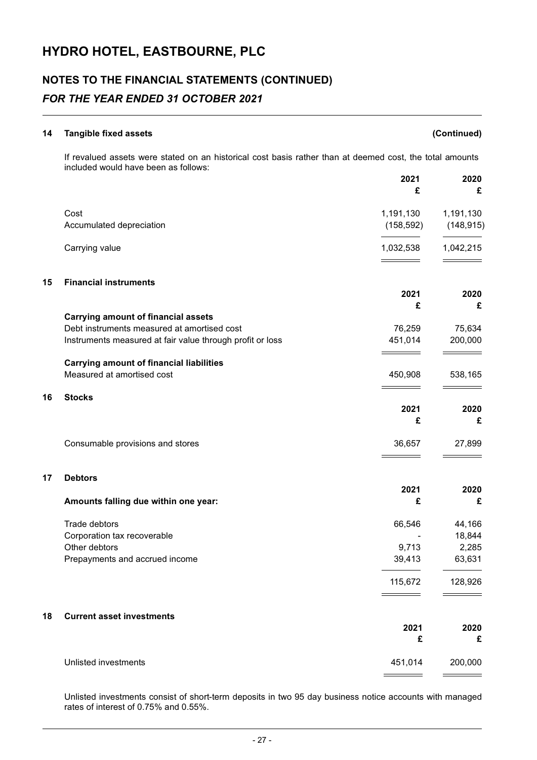# HYDRO HOTEL, EASTBOURNE, PLC

## NOTES TO THE FINANCIAL STATEMENTS (CONTINUED)

### *FOR THE YEAR ENDED 31 OCTOBER 2021*

**14 Tangible fixed assets (Continued)**

If revalued assets were stated on an historical cost basis rather than at deemed cost, the total amounts included would have been as follows:

| | 2021 £ | 2020 £ |
|---|---|---|
| Cost | 1,191,130 | 1,191,130 |
| Accumulated depreciation | (158,592) | (148,915) |
| Carrying value | 1,032,538 | 1,042,215 |

**15 Financial instruments**

| | 2021 £ | 2020 £ |
|---|---|---|
| **Carrying amount of financial assets** | | |
| Debt instruments measured at amortised cost | 76,259 | 75,634 |
| Instruments measured at fair value through profit or loss | 451,014 | 200,000 |
| **Carrying amount of financial liabilities** | | |
| Measured at amortised cost | 450,908 | 538,165 |

**16 Stocks**

| | 2021 £ | 2020 £ |
|---|---|---|
| Consumable provisions and stores | 36,657 | 27,899 |

**17 Debtors**

| **Amounts falling due within one year:** | 2021 £ | 2020 £ |
|---|---|---|
| Trade debtors | 66,546 | 44,166 |
| Corporation tax recoverable | - | 18,844 |
| Other debtors | 9,713 | 2,285 |
| Prepayments and accrued income | 39,413 | 63,631 |
| | 115,672 | 128,926 |

**18 Current asset investments**

| | 2021 £ | 2020 £ |
|---|---|---|
| Unlisted investments | 451,014 | 200,000 |

Unlisted investments consist of short-term deposits in two 95 day business notice accounts with managed rates of interest of 0.75% and 0.55%.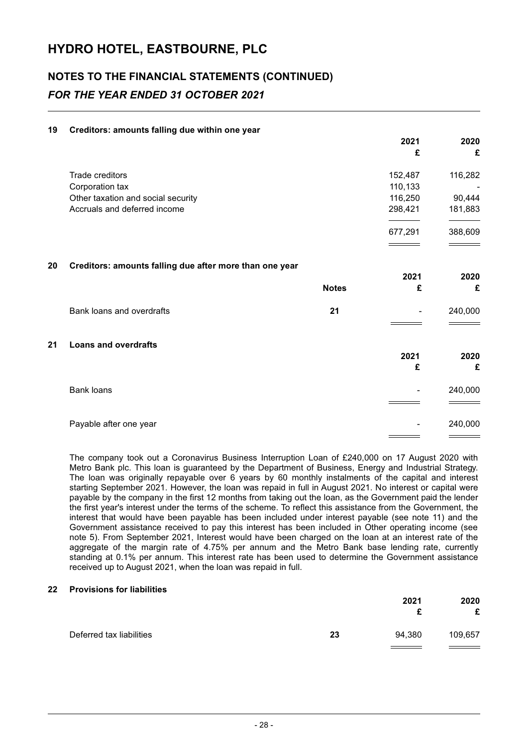# HYDRO HOTEL, EASTBOURNE, PLC

## NOTES TO THE FINANCIAL STATEMENTS (CONTINUED)

### *FOR THE YEAR ENDED 31 OCTOBER 2021*

**19 Creditors: amounts falling due within one year**

| | 2021 | 2020 |
|---|---|---|
| | £ | £ |
| Trade creditors | 152,487 | 116,282 |
| Corporation tax | 110,133 | - |
| Other taxation and social security | 116,250 | 90,444 |
| Accruals and deferred income | 298,421 | 181,883 |
| | 677,291 | 388,609 |

**20 Creditors: amounts falling due after more than one year**

| | Notes | 2021 | 2020 |
|---|---|---|---|
| | | £ | £ |
| Bank loans and overdrafts | 21 | - | 240,000 |

**21 Loans and overdrafts**

| | 2021 | 2020 |
|---|---|---|
| | £ | £ |
| Bank loans | - | 240,000 |
| | | |
| Payable after one year | - | 240,000 |

The company took out a Coronavirus Business Interruption Loan of £240,000 on 17 August 2020 with Metro Bank plc. This loan is guaranteed by the Department of Business, Energy and Industrial Strategy. The loan was originally repayable over 6 years by 60 monthly instalments of the capital and interest starting September 2021. However, the loan was repaid in full in August 2021. No interest or capital were payable by the company in the first 12 months from taking out the loan, as the Government paid the lender the first year's interest under the terms of the scheme. To reflect this assistance from the Government, the interest that would have been payable has been included under interest payable (see note 11) and the Government assistance received to pay this interest has been included in Other operating income (see note 5). From September 2021, Interest would have been charged on the loan at an interest rate of the aggregate of the margin rate of 4.75% per annum and the Metro Bank base lending rate, currently standing at 0.1% per annum. This interest rate has been used to determine the Government assistance received up to August 2021, when the loan was repaid in full.

**22 Provisions for liabilities**

| | | 2021 | 2020 |
|---|---|---|---|
| | | £ | £ |
| Deferred tax liabilities | 23 | 94,380 | 109,657 |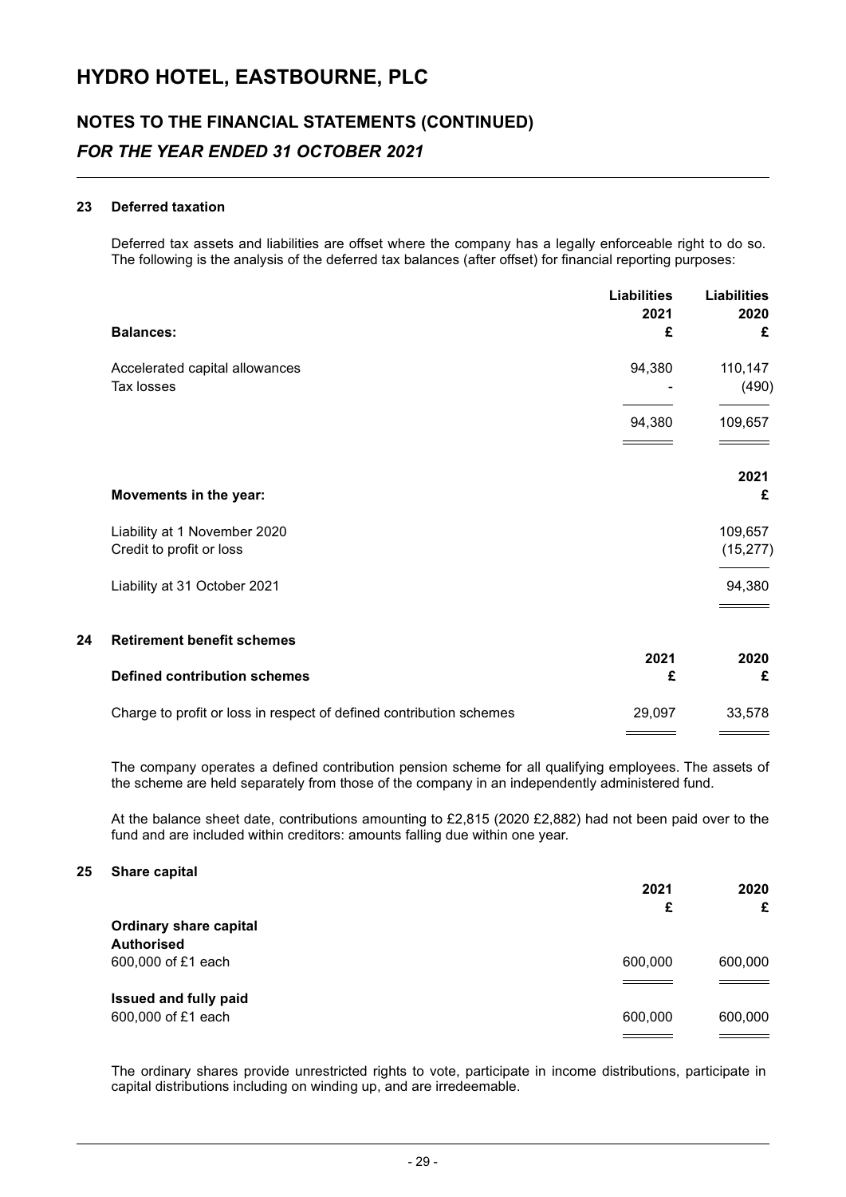# HYDRO HOTEL, EASTBOURNE, PLC

## NOTES TO THE FINANCIAL STATEMENTS (CONTINUED)

### *FOR THE YEAR ENDED 31 OCTOBER 2021*

**23 Deferred taxation**

Deferred tax assets and liabilities are offset where the company has a legally enforceable right to do so. The following is the analysis of the deferred tax balances (after offset) for financial reporting purposes:

| **Balances:** | **Liabilities 2021 £** | **Liabilities 2020 £** |
|---|---|---|
| Accelerated capital allowances | 94,380 | 110,147 |
| Tax losses | - | (490) |
| | 94,380 | 109,657 |

| **Movements in the year:** | **2021 £** |
|---|---|
| Liability at 1 November 2020 | 109,657 |
| Credit to profit or loss | (15,277) |
| Liability at 31 October 2021 | 94,380 |

**24 Retirement benefit schemes**

| **Defined contribution schemes** | **2021 £** | **2020 £** |
|---|---|---|
| Charge to profit or loss in respect of defined contribution schemes | 29,097 | 33,578 |

The company operates a defined contribution pension scheme for all qualifying employees. The assets of the scheme are held separately from those of the company in an independently administered fund.

At the balance sheet date, contributions amounting to £2,815 (2020 £2,882) had not been paid over to the fund and are included within creditors: amounts falling due within one year.

**25 Share capital**

| | **2021 £** | **2020 £** |
|---|---|---|
| **Ordinary share capital** | | |
| **Authorised** | | |
| 600,000 of £1 each | 600,000 | 600,000 |
| **Issued and fully paid** | | |
| 600,000 of £1 each | 600,000 | 600,000 |

The ordinary shares provide unrestricted rights to vote, participate in income distributions, participate in capital distributions including on winding up, and are irredeemable.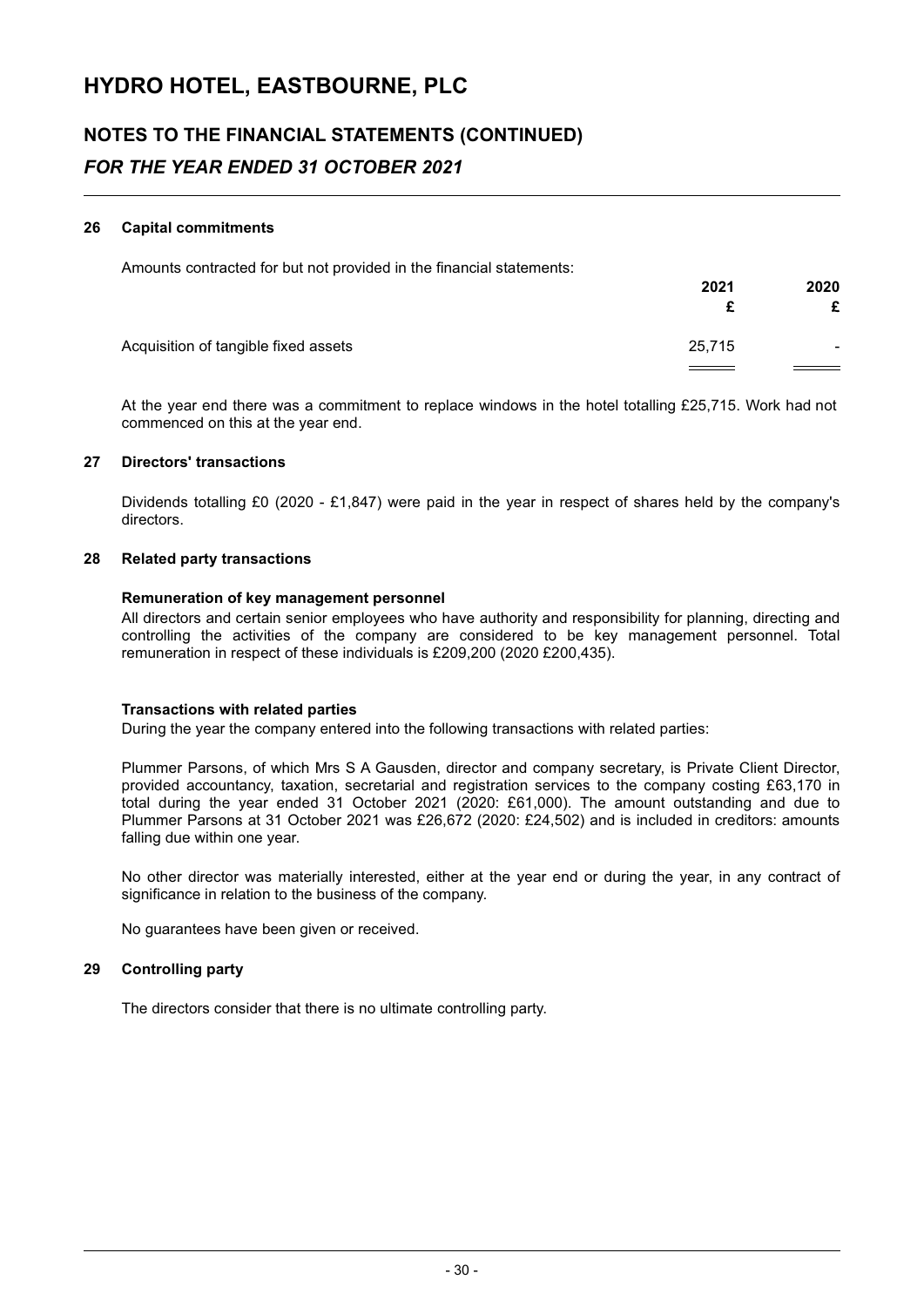# HYDRO HOTEL, EASTBOURNE, PLC

## NOTES TO THE FINANCIAL STATEMENTS (CONTINUED)

### *FOR THE YEAR ENDED 31 OCTOBER 2021*

#### 26 Capital commitments

Amounts contracted for but not provided in the financial statements:

| | 2021 £ | 2020 £ |
|---|---|---|
| Acquisition of tangible fixed assets | 25,715 | - |

At the year end there was a commitment to replace windows in the hotel totalling £25,715. Work had not commenced on this at the year end.

#### 27 Directors' transactions

Dividends totalling £0 (2020 - £1,847) were paid in the year in respect of shares held by the company's directors.

#### 28 Related party transactions

**Remuneration of key management personnel**

All directors and certain senior employees who have authority and responsibility for planning, directing and controlling the activities of the company are considered to be key management personnel. Total remuneration in respect of these individuals is £209,200 (2020 £200,435).

**Transactions with related parties**

During the year the company entered into the following transactions with related parties:

Plummer Parsons, of which Mrs S A Gausden, director and company secretary, is Private Client Director, provided accountancy, taxation, secretarial and registration services to the company costing £63,170 in total during the year ended 31 October 2021 (2020: £61,000). The amount outstanding and due to Plummer Parsons at 31 October 2021 was £26,672 (2020: £24,502) and is included in creditors: amounts falling due within one year.

No other director was materially interested, either at the year end or during the year, in any contract of significance in relation to the business of the company.

No guarantees have been given or received.

#### 29 Controlling party

The directors consider that there is no ultimate controlling party.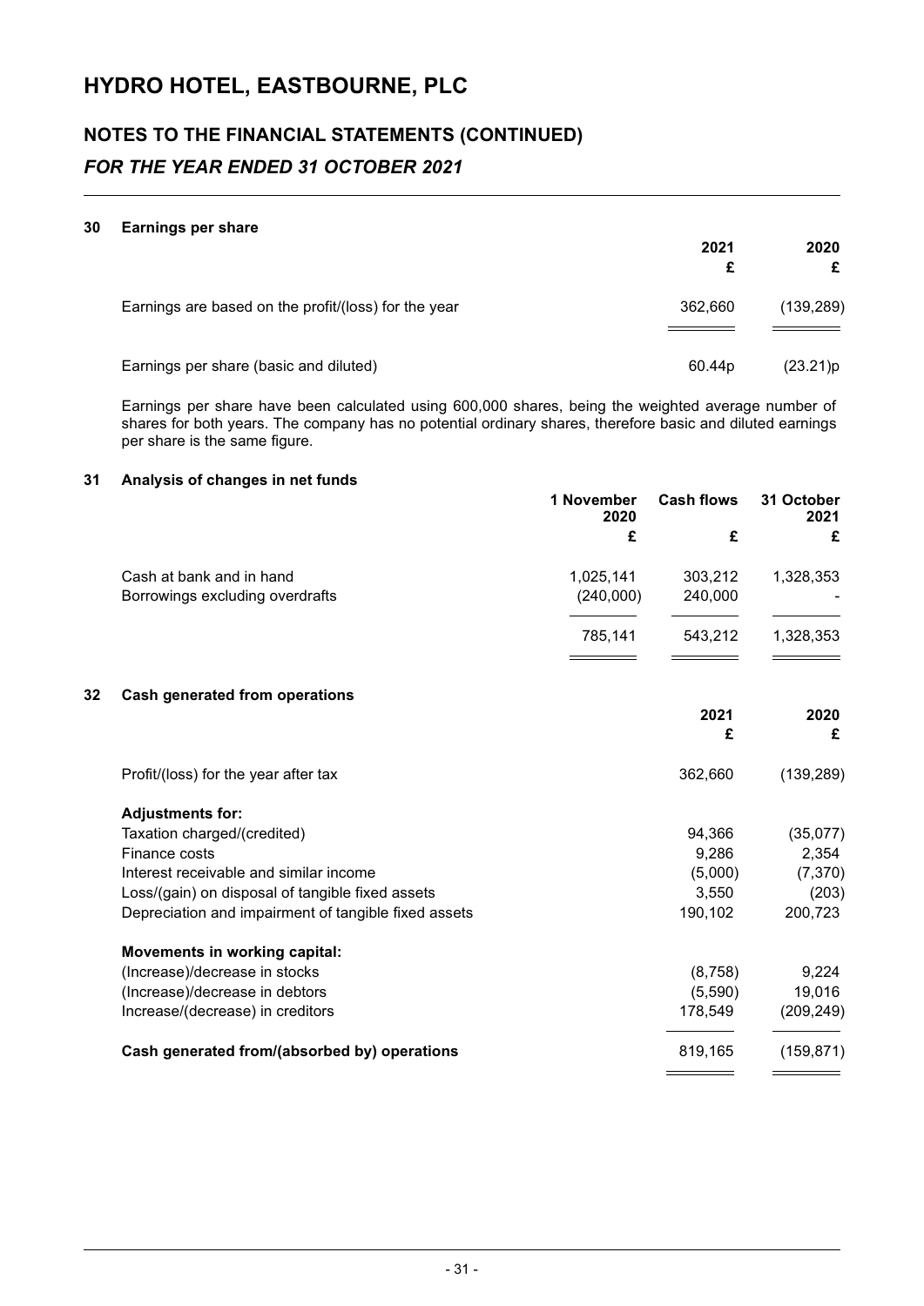# HYDRO HOTEL, EASTBOURNE, PLC

## NOTES TO THE FINANCIAL STATEMENTS (CONTINUED)

### *FOR THE YEAR ENDED 31 OCTOBER 2021*

**30 Earnings per share**

| | 2021 £ | 2020 £ |
|---|---|---|
| Earnings are based on the profit/(loss) for the year | 362,660 | (139,289) |
| Earnings per share (basic and diluted) | 60.44p | (23.21)p |

Earnings per share have been calculated using 600,000 shares, being the weighted average number of shares for both years. The company has no potential ordinary shares, therefore basic and diluted earnings per share is the same figure.

**31 Analysis of changes in net funds**

| | 1 November 2020 £ | Cash flows £ | 31 October 2021 £ |
|---|---|---|---|
| Cash at bank and in hand | 1,025,141 | 303,212 | 1,328,353 |
| Borrowings excluding overdrafts | (240,000) | 240,000 | - |
| | 785,141 | 543,212 | 1,328,353 |

**32 Cash generated from operations**

| | 2021 £ | 2020 £ |
|---|---|---|
| Profit/(loss) for the year after tax | 362,660 | (139,289) |
| **Adjustments for:** | | |
| Taxation charged/(credited) | 94,366 | (35,077) |
| Finance costs | 9,286 | 2,354 |
| Interest receivable and similar income | (5,000) | (7,370) |
| Loss/(gain) on disposal of tangible fixed assets | 3,550 | (203) |
| Depreciation and impairment of tangible fixed assets | 190,102 | 200,723 |
| **Movements in working capital:** | | |
| (Increase)/decrease in stocks | (8,758) | 9,224 |
| (Increase)/decrease in debtors | (5,590) | 19,016 |
| Increase/(decrease) in creditors | 178,549 | (209,249) |
| **Cash generated from/(absorbed by) operations** | 819,165 | (159,871) |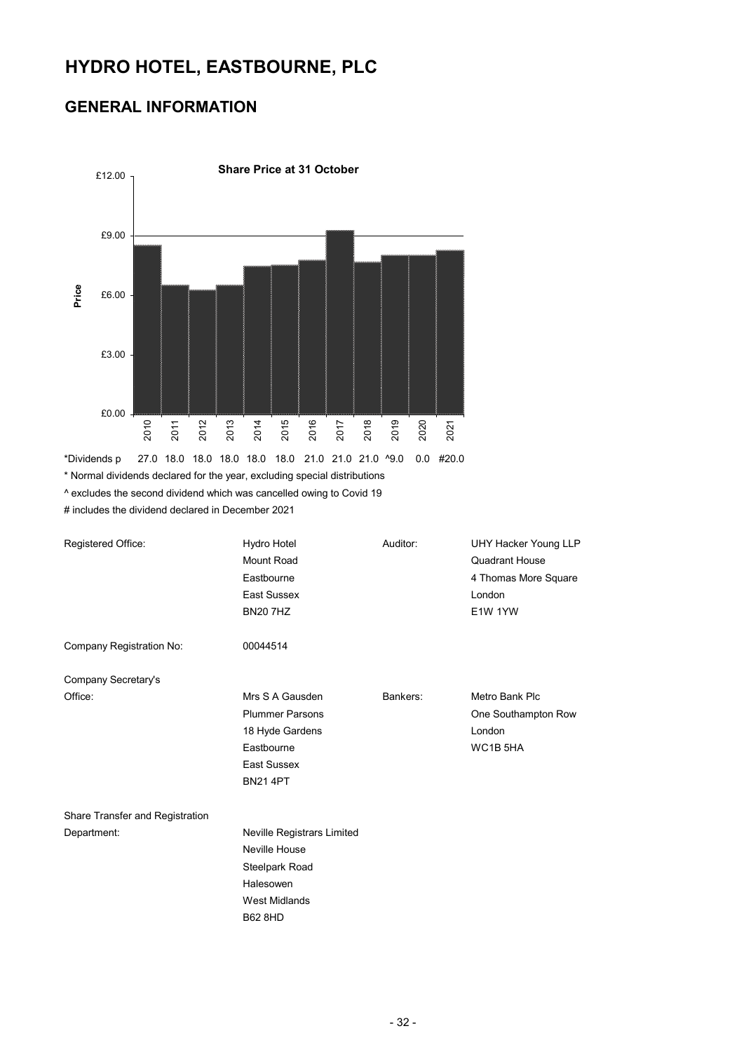# HYDRO HOTEL, EASTBOURNE, PLC

## GENERAL INFORMATION

**Share Price at 31 October**

| | 2010 | 2011 | 2012 | 2013 | 2014 | 2015 | 2016 | 2017 | 2018 | 2019 | 2020 | 2021 |
|---|---|---|---|---|---|---|---|---|---|---|---|---|
| *Dividends p | 27.0 | 18.0 | 18.0 | 18.0 | 18.0 | 18.0 | 21.0 | 21.0 | 21.0 | ^9.0 | 0.0 | #20.0 |

\* Normal dividends declared for the year, excluding special distributions

^ excludes the second dividend which was cancelled owing to Covid 19

\# includes the dividend declared in December 2021

| | | | |
|---|---|---|---|
| Registered Office: | Hydro Hotel<br>Mount Road<br>Eastbourne<br>East Sussex<br>BN20 7HZ | Auditor: | UHY Hacker Young LLP<br>Quadrant House<br>4 Thomas More Square<br>London<br>E1W 1YW |
| Company Registration No: | 00044514 | | |
| Company Secretary's Office: | Mrs S A Gausden<br>Plummer Parsons<br>18 Hyde Gardens<br>Eastbourne<br>East Sussex<br>BN21 4PT | Bankers: | Metro Bank Plc<br>One Southampton Row<br>London<br>WC1B 5HA |
| Share Transfer and Registration Department: | Neville Registrars Limited<br>Neville House<br>Steelpark Road<br>Halesowen<br>West Midlands<br>B62 8HD | | |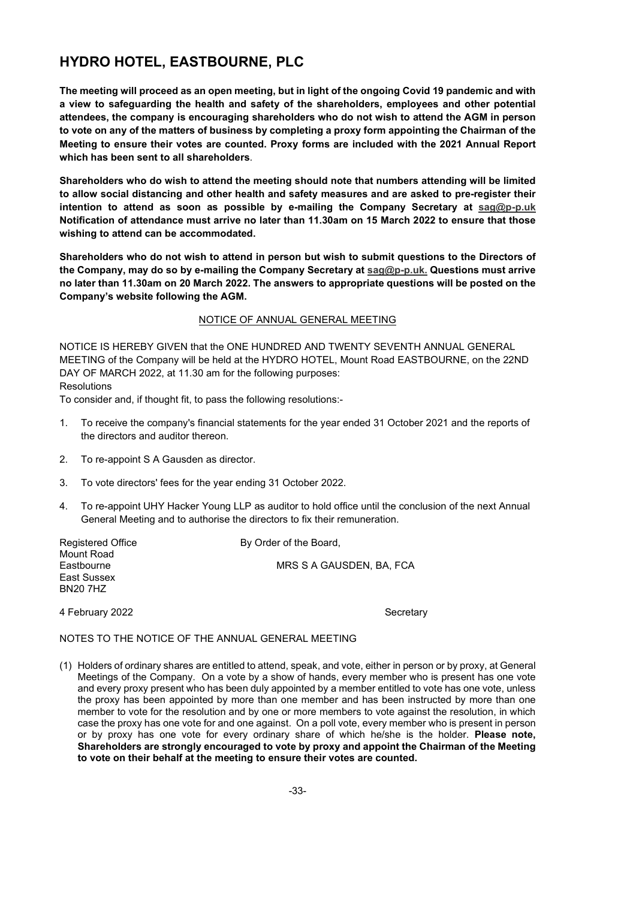# HYDRO HOTEL, EASTBOURNE, PLC

**The meeting will proceed as an open meeting, but in light of the ongoing Covid 19 pandemic and with a view to safeguarding the health and safety of the shareholders, employees and other potential attendees, the company is encouraging shareholders who do not wish to attend the AGM in person to vote on any of the matters of business by completing a proxy form appointing the Chairman of the Meeting to ensure their votes are counted. Proxy forms are included with the 2021 Annual Report which has been sent to all shareholders**.

**Shareholders who do wish to attend the meeting should note that numbers attending will be limited to allow social distancing and other health and safety measures and are asked to pre-register their intention to attend as soon as possible by e-mailing the Company Secretary at sag@p-p.uk Notification of attendance must arrive no later than 11.30am on 15 March 2022 to ensure that those wishing to attend can be accommodated.**

**Shareholders who do not wish to attend in person but wish to submit questions to the Directors of the Company, may do so by e-mailing the Company Secretary at sag@p-p.uk. Questions must arrive no later than 11.30am on 20 March 2022. The answers to appropriate questions will be posted on the Company's website following the AGM.**

## NOTICE OF ANNUAL GENERAL MEETING

NOTICE IS HEREBY GIVEN that the ONE HUNDRED AND TWENTY SEVENTH ANNUAL GENERAL MEETING of the Company will be held at the HYDRO HOTEL, Mount Road EASTBOURNE, on the 22ND DAY OF MARCH 2022, at 11.30 am for the following purposes:
Resolutions
To consider and, if thought fit, to pass the following resolutions:-

1. To receive the company's financial statements for the year ended 31 October 2021 and the reports of the directors and auditor thereon.
2. To re-appoint S A Gausden as director.
3. To vote directors' fees for the year ending 31 October 2022.
4. To re-appoint UHY Hacker Young LLP as auditor to hold office until the conclusion of the next Annual General Meeting and to authorise the directors to fix their remuneration.

Registered Office
Mount Road
Eastbourne
East Sussex
BN20 7HZ

By Order of the Board,

MRS S A GAUSDEN, BA, FCA

Secretary

4 February 2022

NOTES TO THE NOTICE OF THE ANNUAL GENERAL MEETING

(1) Holders of ordinary shares are entitled to attend, speak, and vote, either in person or by proxy, at General Meetings of the Company. On a vote by a show of hands, every member who is present has one vote and every proxy present who has been duly appointed by a member entitled to vote has one vote, unless the proxy has been appointed by more than one member and has been instructed by more than one member to vote for the resolution and by one or more members to vote against the resolution, in which case the proxy has one vote for and one against. On a poll vote, every member who is present in person or by proxy has one vote for every ordinary share of which he/she is the holder. **Please note, Shareholders are strongly encouraged to vote by proxy and appoint the Chairman of the Meeting to vote on their behalf at the meeting to ensure their votes are counted.**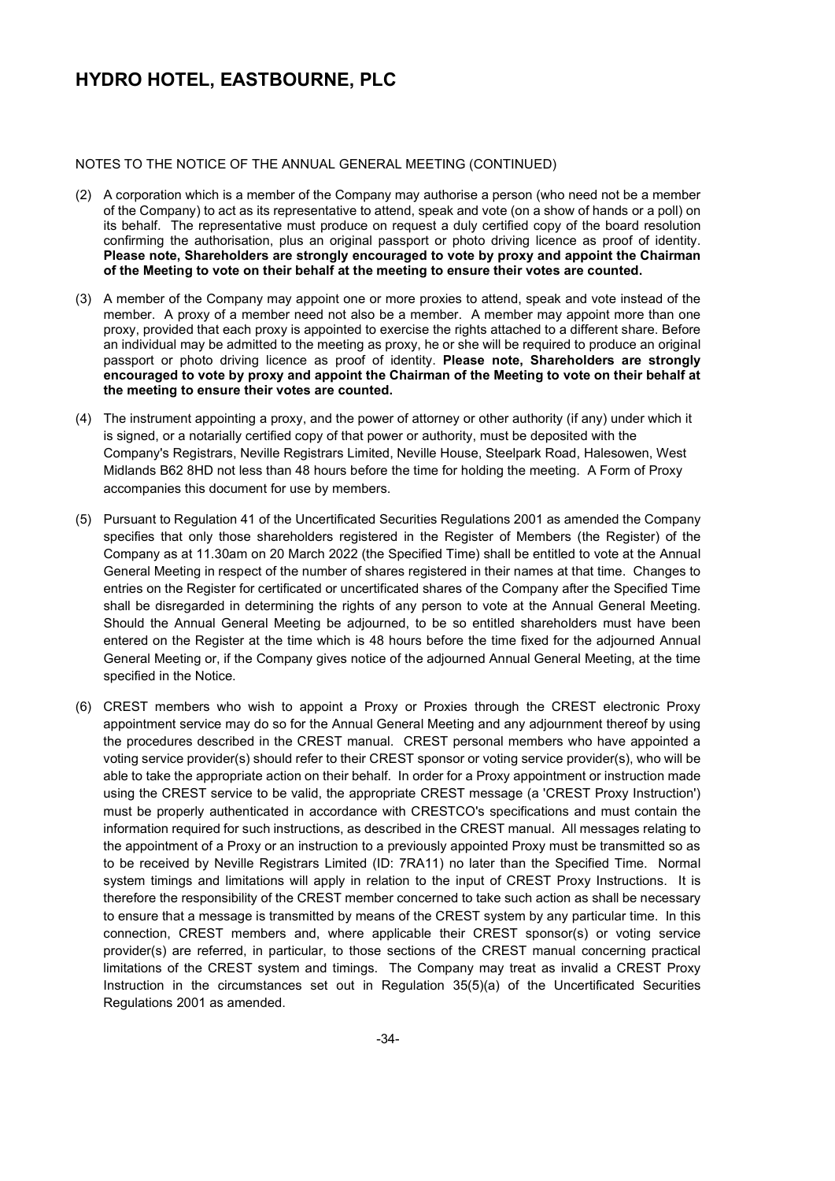# HYDRO HOTEL, EASTBOURNE, PLC

NOTES TO THE NOTICE OF THE ANNUAL GENERAL MEETING (CONTINUED)

(2) A corporation which is a member of the Company may authorise a person (who need not be a member of the Company) to act as its representative to attend, speak and vote (on a show of hands or a poll) on its behalf. The representative must produce on request a duly certified copy of the board resolution confirming the authorisation, plus an original passport or photo driving licence as proof of identity. **Please note, Shareholders are strongly encouraged to vote by proxy and appoint the Chairman of the Meeting to vote on their behalf at the meeting to ensure their votes are counted.**

(3) A member of the Company may appoint one or more proxies to attend, speak and vote instead of the member. A proxy of a member need not also be a member. A member may appoint more than one proxy, provided that each proxy is appointed to exercise the rights attached to a different share. Before an individual may be admitted to the meeting as proxy, he or she will be required to produce an original passport or photo driving licence as proof of identity. **Please note, Shareholders are strongly encouraged to vote by proxy and appoint the Chairman of the Meeting to vote on their behalf at the meeting to ensure their votes are counted.**

(4) The instrument appointing a proxy, and the power of attorney or other authority (if any) under which it is signed, or a notarially certified copy of that power or authority, must be deposited with the Company's Registrars, Neville Registrars Limited, Neville House, Steelpark Road, Halesowen, West Midlands B62 8HD not less than 48 hours before the time for holding the meeting. A Form of Proxy accompanies this document for use by members.

(5) Pursuant to Regulation 41 of the Uncertificated Securities Regulations 2001 as amended the Company specifies that only those shareholders registered in the Register of Members (the Register) of the Company as at 11.30am on 20 March 2022 (the Specified Time) shall be entitled to vote at the Annual General Meeting in respect of the number of shares registered in their names at that time. Changes to entries on the Register for certificated or uncertificated shares of the Company after the Specified Time shall be disregarded in determining the rights of any person to vote at the Annual General Meeting. Should the Annual General Meeting be adjourned, to be so entitled shareholders must have been entered on the Register at the time which is 48 hours before the time fixed for the adjourned Annual General Meeting or, if the Company gives notice of the adjourned Annual General Meeting, at the time specified in the Notice.

(6) CREST members who wish to appoint a Proxy or Proxies through the CREST electronic Proxy appointment service may do so for the Annual General Meeting and any adjournment thereof by using the procedures described in the CREST manual. CREST personal members who have appointed a voting service provider(s) should refer to their CREST sponsor or voting service provider(s), who will be able to take the appropriate action on their behalf. In order for a Proxy appointment or instruction made using the CREST service to be valid, the appropriate CREST message (a 'CREST Proxy Instruction') must be properly authenticated in accordance with CRESTCO's specifications and must contain the information required for such instructions, as described in the CREST manual. All messages relating to the appointment of a Proxy or an instruction to a previously appointed Proxy must be transmitted so as to be received by Neville Registrars Limited (ID: 7RA11) no later than the Specified Time. Normal system timings and limitations will apply in relation to the input of CREST Proxy Instructions. It is therefore the responsibility of the CREST member concerned to take such action as shall be necessary to ensure that a message is transmitted by means of the CREST system by any particular time. In this connection, CREST members and, where applicable their CREST sponsor(s) or voting service provider(s) are referred, in particular, to those sections of the CREST manual concerning practical limitations of the CREST system and timings. The Company may treat as invalid a CREST Proxy Instruction in the circumstances set out in Regulation 35(5)(a) of the Uncertificated Securities Regulations 2001 as amended.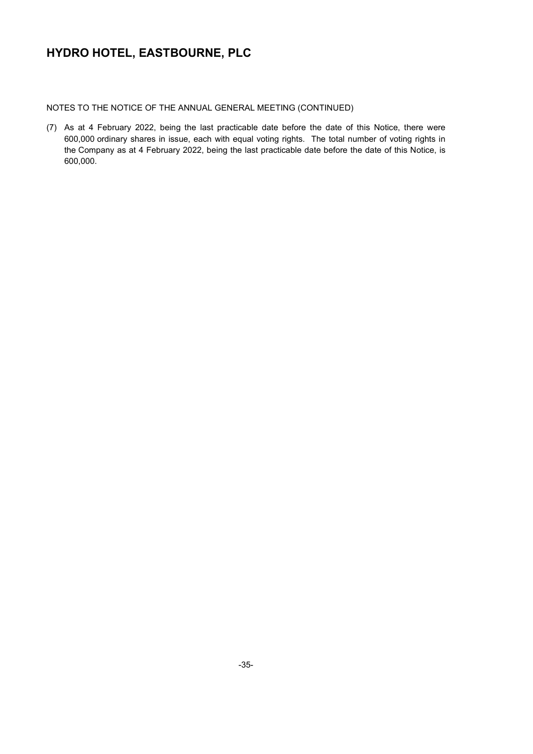# HYDRO HOTEL, EASTBOURNE, PLC

NOTES TO THE NOTICE OF THE ANNUAL GENERAL MEETING (CONTINUED)

(7) As at 4 February 2022, being the last practicable date before the date of this Notice, there were 600,000 ordinary shares in issue, each with equal voting rights. The total number of voting rights in the Company as at 4 February 2022, being the last practicable date before the date of this Notice, is 600,000.